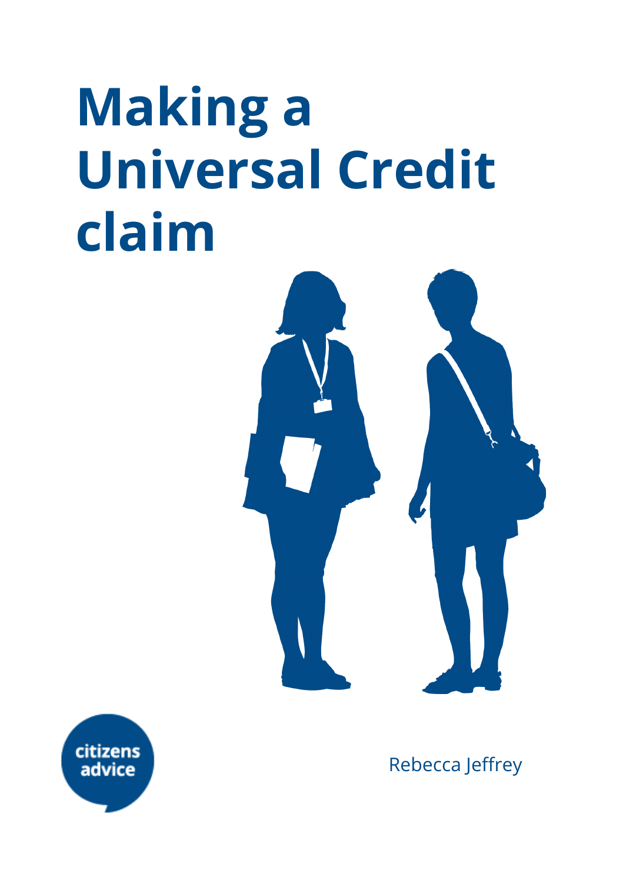# Making a Universal Credit claim

citizens advice

Rebecca Jeffrey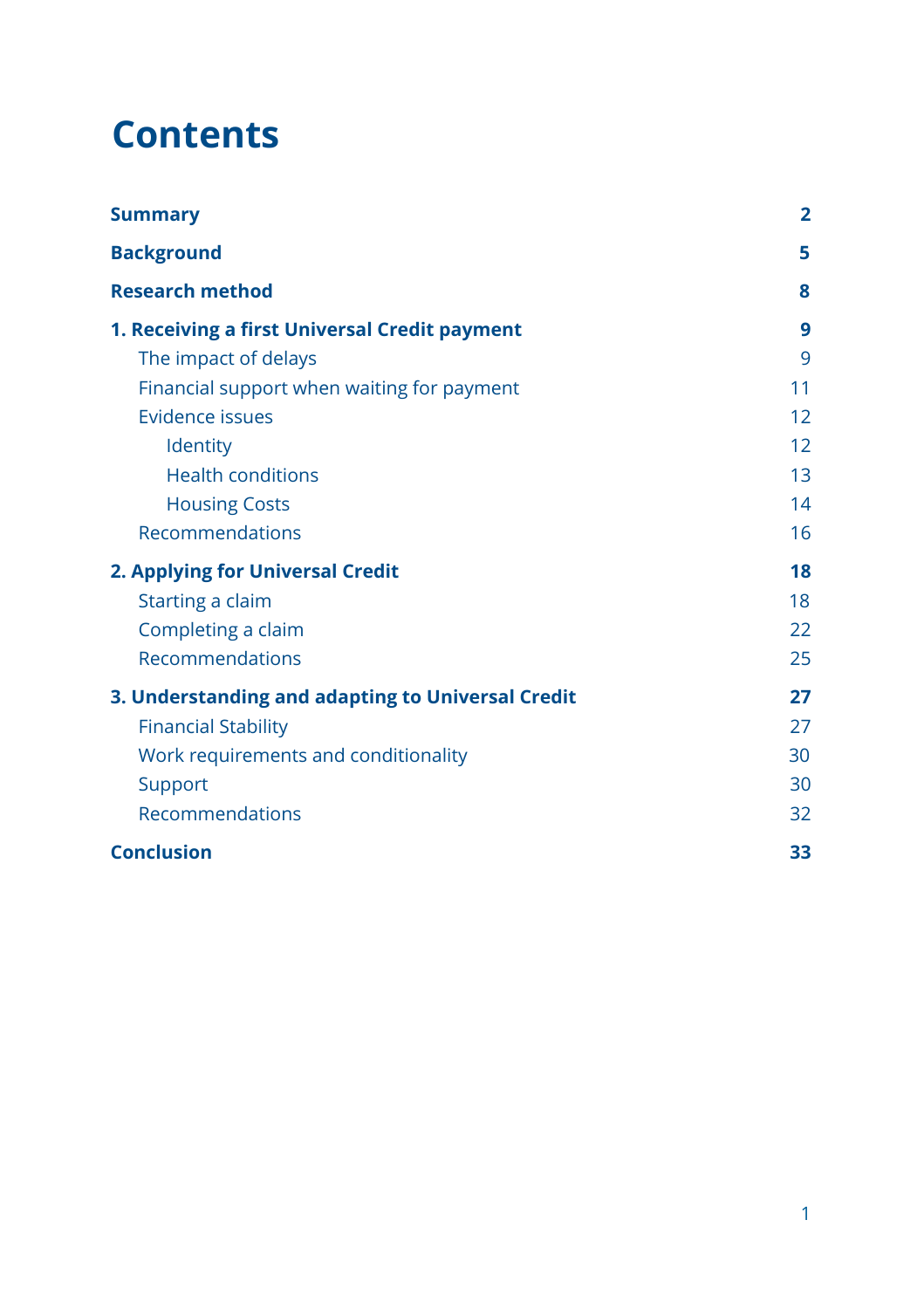# Contents

| | |
|---|---|
| **Summary** | **2** |
| **Background** | **5** |
| **Research method** | **8** |
| **1. Receiving a first Universal Credit payment** | **9** |
| The impact of delays | 9 |
| Financial support when waiting for payment | 11 |
| Evidence issues | 12 |
| Identity | 12 |
| Health conditions | 13 |
| Housing Costs | 14 |
| Recommendations | 16 |
| **2. Applying for Universal Credit** | **18** |
| Starting a claim | 18 |
| Completing a claim | 22 |
| Recommendations | 25 |
| **3. Understanding and adapting to Universal Credit** | **27** |
| Financial Stability | 27 |
| Work requirements and conditionality | 30 |
| Support | 30 |
| Recommendations | 32 |
| **Conclusion** | **33** |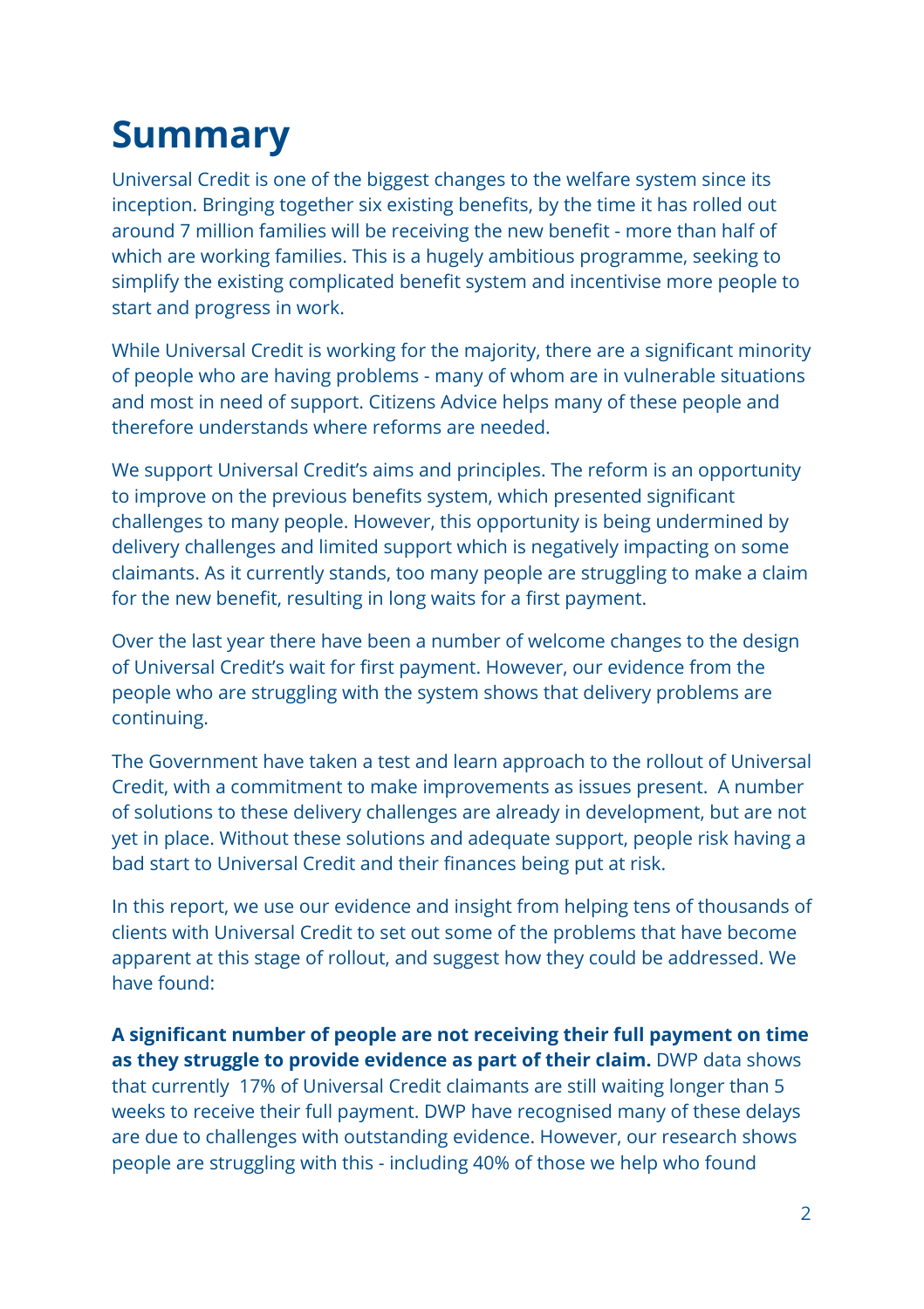# Summary

Universal Credit is one of the biggest changes to the welfare system since its inception. Bringing together six existing benefits, by the time it has rolled out around 7 million families will be receiving the new benefit - more than half of which are working families. This is a hugely ambitious programme, seeking to simplify the existing complicated benefit system and incentivise more people to start and progress in work.

While Universal Credit is working for the majority, there are a significant minority of people who are having problems - many of whom are in vulnerable situations and most in need of support. Citizens Advice helps many of these people and therefore understands where reforms are needed.

We support Universal Credit's aims and principles. The reform is an opportunity to improve on the previous benefits system, which presented significant challenges to many people. However, this opportunity is being undermined by delivery challenges and limited support which is negatively impacting on some claimants. As it currently stands, too many people are struggling to make a claim for the new benefit, resulting in long waits for a first payment.

Over the last year there have been a number of welcome changes to the design of Universal Credit's wait for first payment. However, our evidence from the people who are struggling with the system shows that delivery problems are continuing.

The Government have taken a test and learn approach to the rollout of Universal Credit, with a commitment to make improvements as issues present. A number of solutions to these delivery challenges are already in development, but are not yet in place. Without these solutions and adequate support, people risk having a bad start to Universal Credit and their finances being put at risk.

In this report, we use our evidence and insight from helping tens of thousands of clients with Universal Credit to set out some of the problems that have become apparent at this stage of rollout, and suggest how they could be addressed. We have found:

**A significant number of people are not receiving their full payment on time as they struggle to provide evidence as part of their claim.** DWP data shows that currently 17% of Universal Credit claimants are still waiting longer than 5 weeks to receive their full payment. DWP have recognised many of these delays are due to challenges with outstanding evidence. However, our research shows people are struggling with this - including 40% of those we help who found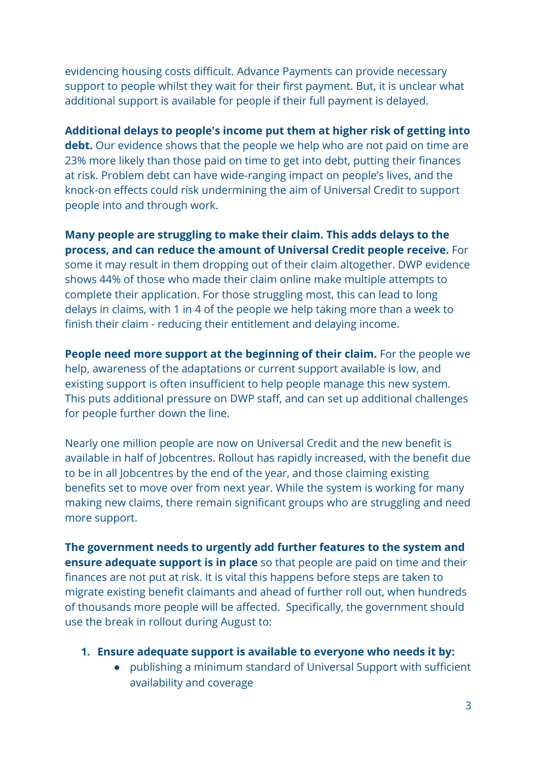evidencing housing costs difficult. Advance Payments can provide necessary support to people whilst they wait for their first payment. But, it is unclear what additional support is available for people if their full payment is delayed.

**Additional delays to people's income put them at higher risk of getting into debt.** Our evidence shows that the people we help who are not paid on time are 23% more likely than those paid on time to get into debt, putting their finances at risk. Problem debt can have wide-ranging impact on people's lives, and the knock-on effects could risk undermining the aim of Universal Credit to support people into and through work.

**Many people are struggling to make their claim. This adds delays to the process, and can reduce the amount of Universal Credit people receive.** For some it may result in them dropping out of their claim altogether. DWP evidence shows 44% of those who made their claim online make multiple attempts to complete their application. For those struggling most, this can lead to long delays in claims, with 1 in 4 of the people we help taking more than a week to finish their claim - reducing their entitlement and delaying income.

**People need more support at the beginning of their claim.** For the people we help, awareness of the adaptations or current support available is low, and existing support is often insufficient to help people manage this new system. This puts additional pressure on DWP staff, and can set up additional challenges for people further down the line.

Nearly one million people are now on Universal Credit and the new benefit is available in half of Jobcentres. Rollout has rapidly increased, with the benefit due to be in all Jobcentres by the end of the year, and those claiming existing benefits set to move over from next year. While the system is working for many making new claims, there remain significant groups who are struggling and need more support.

**The government needs to urgently add further features to the system and ensure adequate support is in place** so that people are paid on time and their finances are not put at risk. It is vital this happens before steps are taken to migrate existing benefit claimants and ahead of further roll out, when hundreds of thousands more people will be affected. Specifically, the government should use the break in rollout during August to:

1. **Ensure adequate support is available to everyone who needs it by:**
    - publishing a minimum standard of Universal Support with sufficient availability and coverage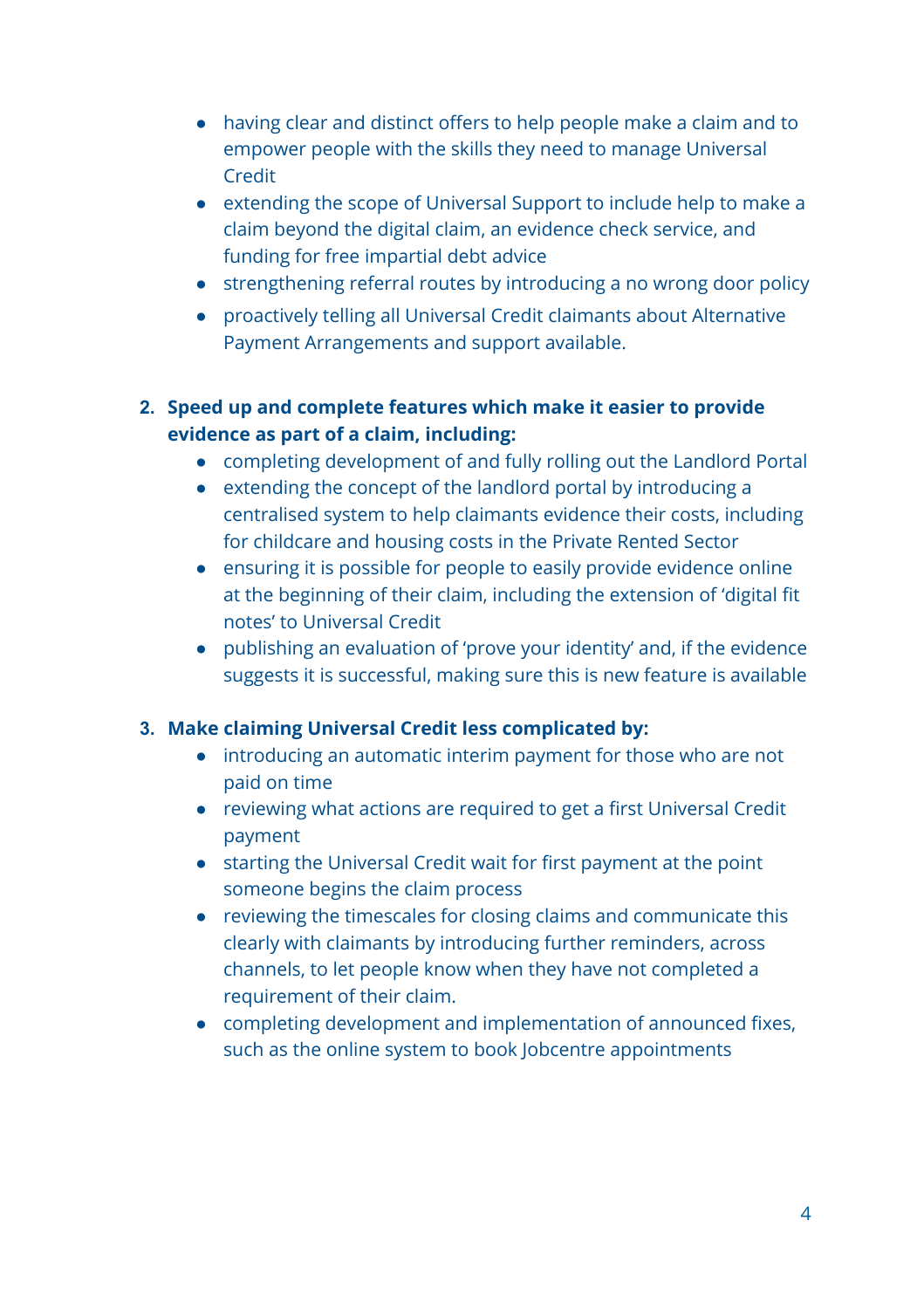- having clear and distinct offers to help people make a claim and to empower people with the skills they need to manage Universal Credit
- extending the scope of Universal Support to include help to make a claim beyond the digital claim, an evidence check service, and funding for free impartial debt advice
- strengthening referral routes by introducing a no wrong door policy
- proactively telling all Universal Credit claimants about Alternative Payment Arrangements and support available.

2. **Speed up and complete features which make it easier to provide evidence as part of a claim, including:**
    - completing development of and fully rolling out the Landlord Portal
    - extending the concept of the landlord portal by introducing a centralised system to help claimants evidence their costs, including for childcare and housing costs in the Private Rented Sector
    - ensuring it is possible for people to easily provide evidence online at the beginning of their claim, including the extension of 'digital fit notes' to Universal Credit
    - publishing an evaluation of 'prove your identity' and, if the evidence suggests it is successful, making sure this is new feature is available

3. **Make claiming Universal Credit less complicated by:**
    - introducing an automatic interim payment for those who are not paid on time
    - reviewing what actions are required to get a first Universal Credit payment
    - starting the Universal Credit wait for first payment at the point someone begins the claim process
    - reviewing the timescales for closing claims and communicate this clearly with claimants by introducing further reminders, across channels, to let people know when they have not completed a requirement of their claim.
    - completing development and implementation of announced fixes, such as the online system to book Jobcentre appointments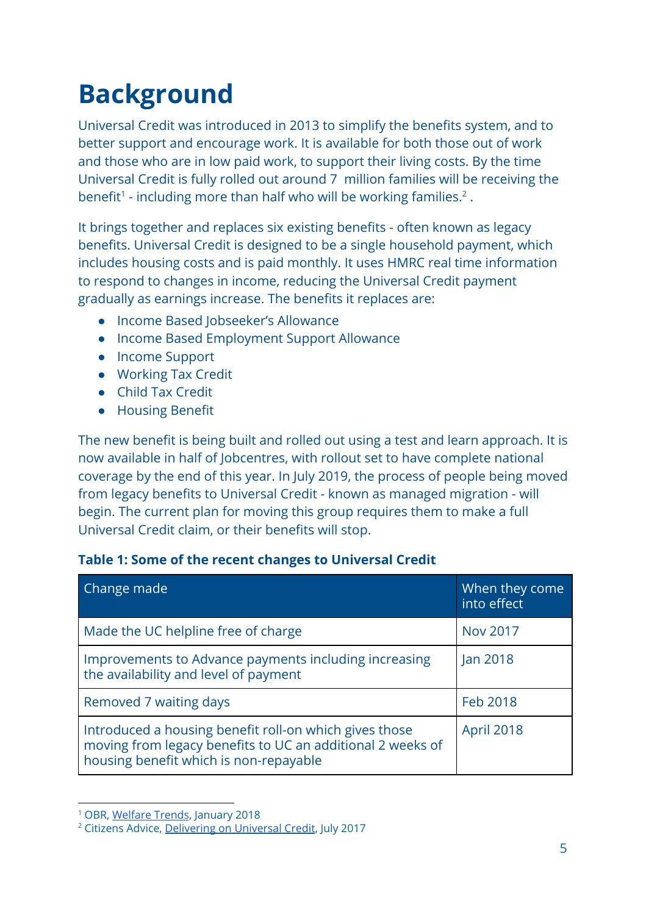# Background

Universal Credit was introduced in 2013 to simplify the benefits system, and to better support and encourage work. It is available for both those out of work and those who are in low paid work, to support their living costs. By the time Universal Credit is fully rolled out around 7 million families will be receiving the benefit[1] - including more than half who will be working families.[2] .

It brings together and replaces six existing benefits - often known as legacy benefits. Universal Credit is designed to be a single household payment, which includes housing costs and is paid monthly. It uses HMRC real time information to respond to changes in income, reducing the Universal Credit payment gradually as earnings increase. The benefits it replaces are:

- Income Based Jobseeker's Allowance
- Income Based Employment Support Allowance
- Income Support
- Working Tax Credit
- Child Tax Credit
- Housing Benefit

The new benefit is being built and rolled out using a test and learn approach. It is now available in half of Jobcentres, with rollout set to have complete national coverage by the end of this year. In July 2019, the process of people being moved from legacy benefits to Universal Credit - known as managed migration - will begin. The current plan for moving this group requires them to make a full Universal Credit claim, or their benefits will stop.

**Table 1: Some of the recent changes to Universal Credit**

| Change made | When they come into effect |
|---|---|
| Made the UC helpline free of charge | Nov 2017 |
| Improvements to Advance payments including increasing the availability and level of payment | Jan 2018 |
| Removed 7 waiting days | Feb 2018 |
| Introduced a housing benefit roll-on which gives those moving from legacy benefits to UC an additional 2 weeks of housing benefit which is non-repayable | April 2018 |

[1] OBR, Welfare Trends, January 2018

[2] Citizens Advice, Delivering on Universal Credit, July 2017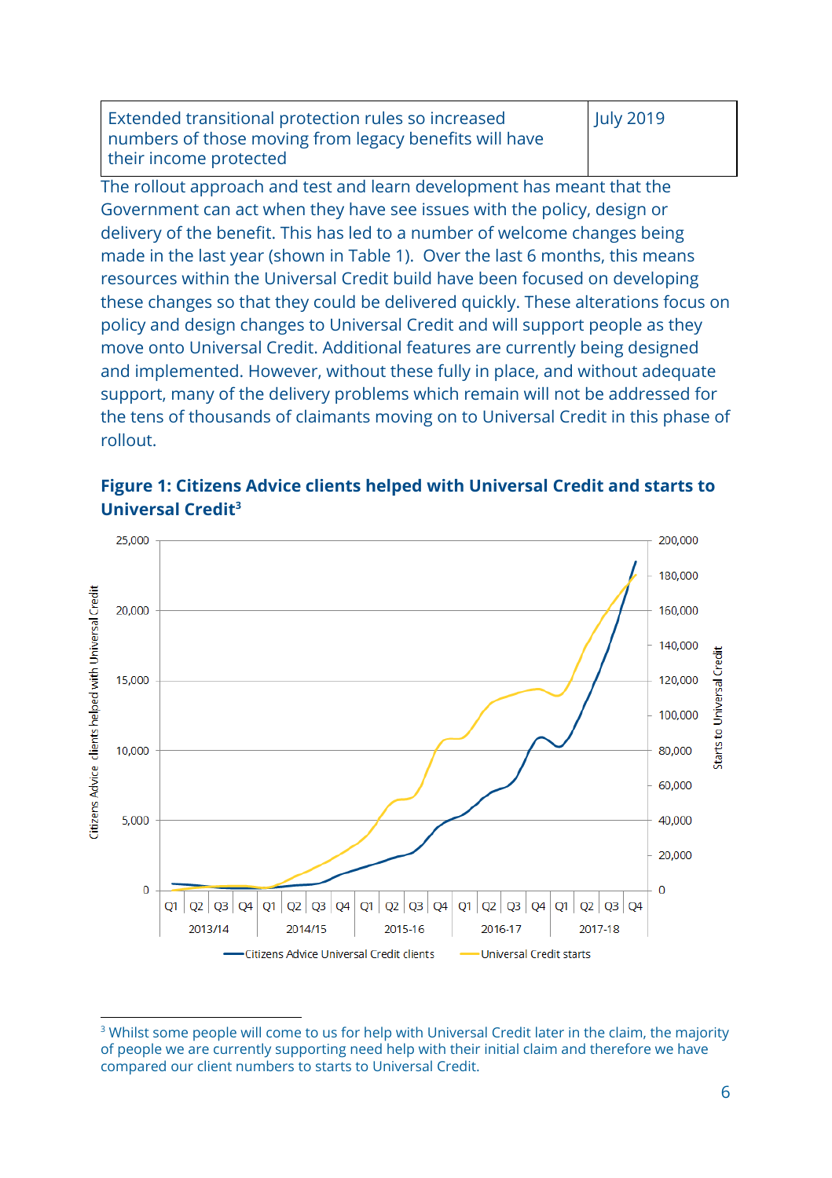| Extended transitional protection rules so increased numbers of those moving from legacy benefits will have their income protected | July 2019 |
|---|---|

The rollout approach and test and learn development has meant that the Government can act when they have see issues with the policy, design or delivery of the benefit. This has led to a number of welcome changes being made in the last year (shown in Table 1). Over the last 6 months, this means resources within the Universal Credit build have been focused on developing these changes so that they could be delivered quickly. These alterations focus on policy and design changes to Universal Credit and will support people as they move onto Universal Credit. Additional features are currently being designed and implemented. However, without these fully in place, and without adequate support, many of the delivery problems which remain will not be addressed for the tens of thousands of claimants moving on to Universal Credit in this phase of rollout.

**Figure 1: Citizens Advice clients helped with Universal Credit and starts to Universal Credit**[3]

[3] Whilst some people will come to us for help with Universal Credit later in the claim, the majority of people we are currently supporting need help with their initial claim and therefore we have compared our client numbers to starts to Universal Credit.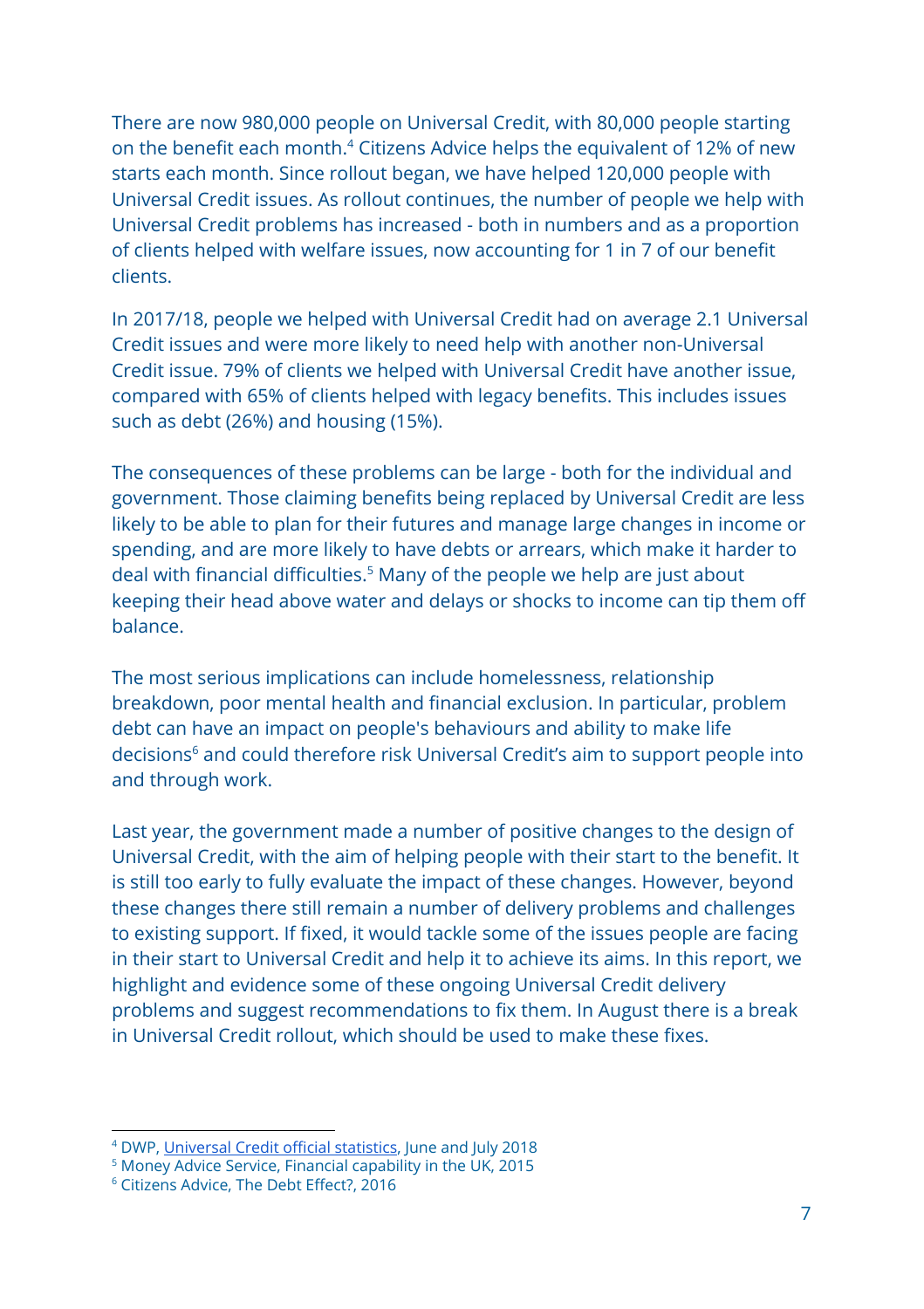There are now 980,000 people on Universal Credit, with 80,000 people starting on the benefit each month.[4] Citizens Advice helps the equivalent of 12% of new starts each month. Since rollout began, we have helped 120,000 people with Universal Credit issues. As rollout continues, the number of people we help with Universal Credit problems has increased - both in numbers and as a proportion of clients helped with welfare issues, now accounting for 1 in 7 of our benefit clients.

In 2017/18, people we helped with Universal Credit had on average 2.1 Universal Credit issues and were more likely to need help with another non-Universal Credit issue. 79% of clients we helped with Universal Credit have another issue, compared with 65% of clients helped with legacy benefits. This includes issues such as debt (26%) and housing (15%).

The consequences of these problems can be large - both for the individual and government. Those claiming benefits being replaced by Universal Credit are less likely to be able to plan for their futures and manage large changes in income or spending, and are more likely to have debts or arrears, which make it harder to deal with financial difficulties.[5] Many of the people we help are just about keeping their head above water and delays or shocks to income can tip them off balance.

The most serious implications can include homelessness, relationship breakdown, poor mental health and financial exclusion. In particular, problem debt can have an impact on people's behaviours and ability to make life decisions[6] and could therefore risk Universal Credit's aim to support people into and through work.

Last year, the government made a number of positive changes to the design of Universal Credit, with the aim of helping people with their start to the benefit. It is still too early to fully evaluate the impact of these changes. However, beyond these changes there still remain a number of delivery problems and challenges to existing support. If fixed, it would tackle some of the issues people are facing in their start to Universal Credit and help it to achieve its aims. In this report, we highlight and evidence some of these ongoing Universal Credit delivery problems and suggest recommendations to fix them. In August there is a break in Universal Credit rollout, which should be used to make these fixes.

[4] DWP, Universal Credit official statistics, June and July 2018

[5] Money Advice Service, Financial capability in the UK, 2015

[6] Citizens Advice, The Debt Effect?, 2016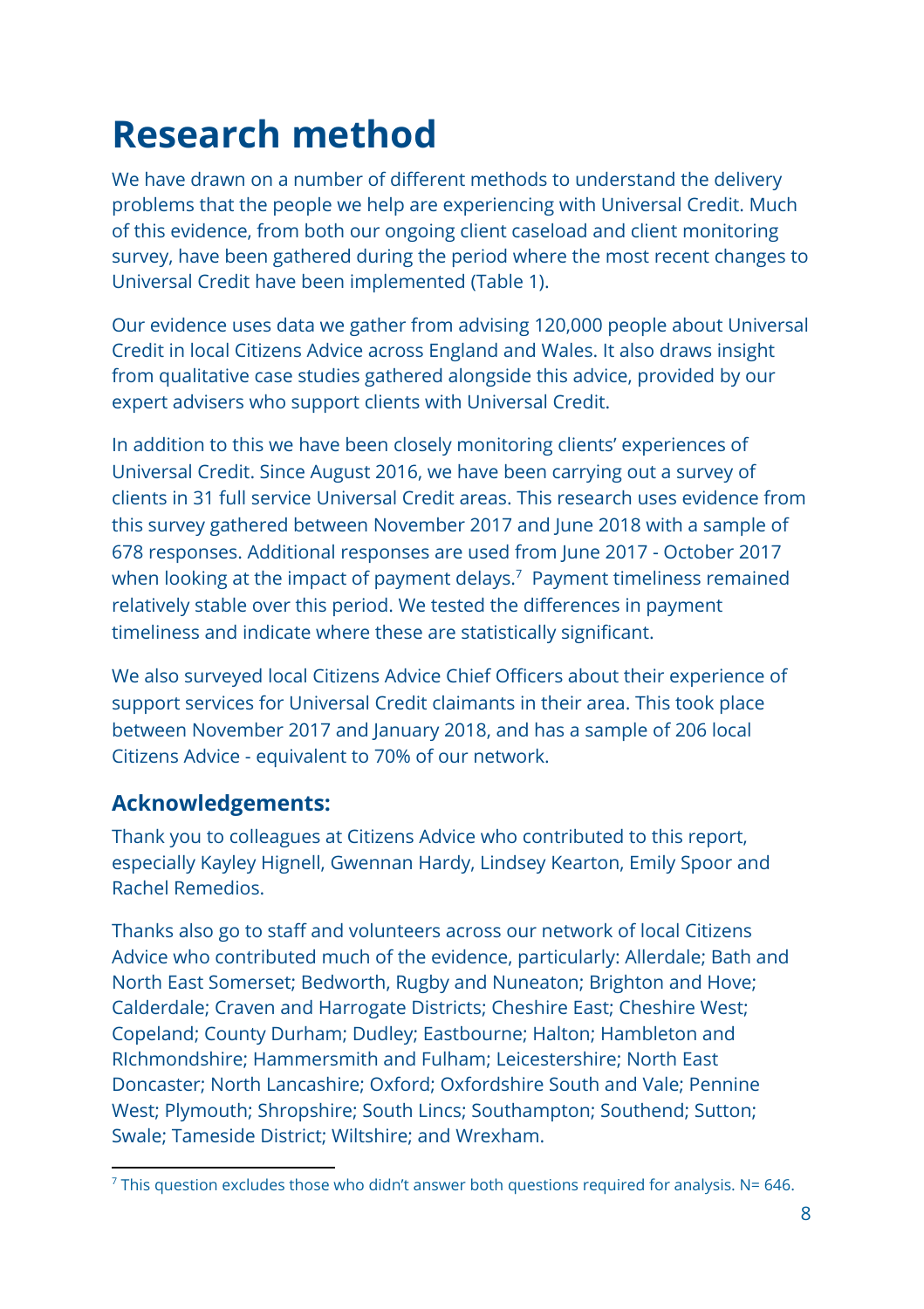# Research method

We have drawn on a number of different methods to understand the delivery problems that the people we help are experiencing with Universal Credit. Much of this evidence, from both our ongoing client caseload and client monitoring survey, have been gathered during the period where the most recent changes to Universal Credit have been implemented (Table 1).

Our evidence uses data we gather from advising 120,000 people about Universal Credit in local Citizens Advice across England and Wales. It also draws insight from qualitative case studies gathered alongside this advice, provided by our expert advisers who support clients with Universal Credit.

In addition to this we have been closely monitoring clients' experiences of Universal Credit. Since August 2016, we have been carrying out a survey of clients in 31 full service Universal Credit areas. This research uses evidence from this survey gathered between November 2017 and June 2018 with a sample of 678 responses. Additional responses are used from June 2017 - October 2017 when looking at the impact of payment delays.[7] Payment timeliness remained relatively stable over this period. We tested the differences in payment timeliness and indicate where these are statistically significant.

We also surveyed local Citizens Advice Chief Officers about their experience of support services for Universal Credit claimants in their area. This took place between November 2017 and January 2018, and has a sample of 206 local Citizens Advice - equivalent to 70% of our network.

## Acknowledgements:

Thank you to colleagues at Citizens Advice who contributed to this report, especially Kayley Hignell, Gwennan Hardy, Lindsey Kearton, Emily Spoor and Rachel Remedios.

Thanks also go to staff and volunteers across our network of local Citizens Advice who contributed much of the evidence, particularly: Allerdale; Bath and North East Somerset; Bedworth, Rugby and Nuneaton; Brighton and Hove; Calderdale; Craven and Harrogate Districts; Cheshire East; Cheshire West; Copeland; County Durham; Dudley; Eastbourne; Halton; Hambleton and RIchmondshire; Hammersmith and Fulham; Leicestershire; North East Doncaster; North Lancashire; Oxford; Oxfordshire South and Vale; Pennine West; Plymouth; Shropshire; South Lincs; Southampton; Southend; Sutton; Swale; Tameside District; Wiltshire; and Wrexham.

[7] This question excludes those who didn't answer both questions required for analysis. N= 646.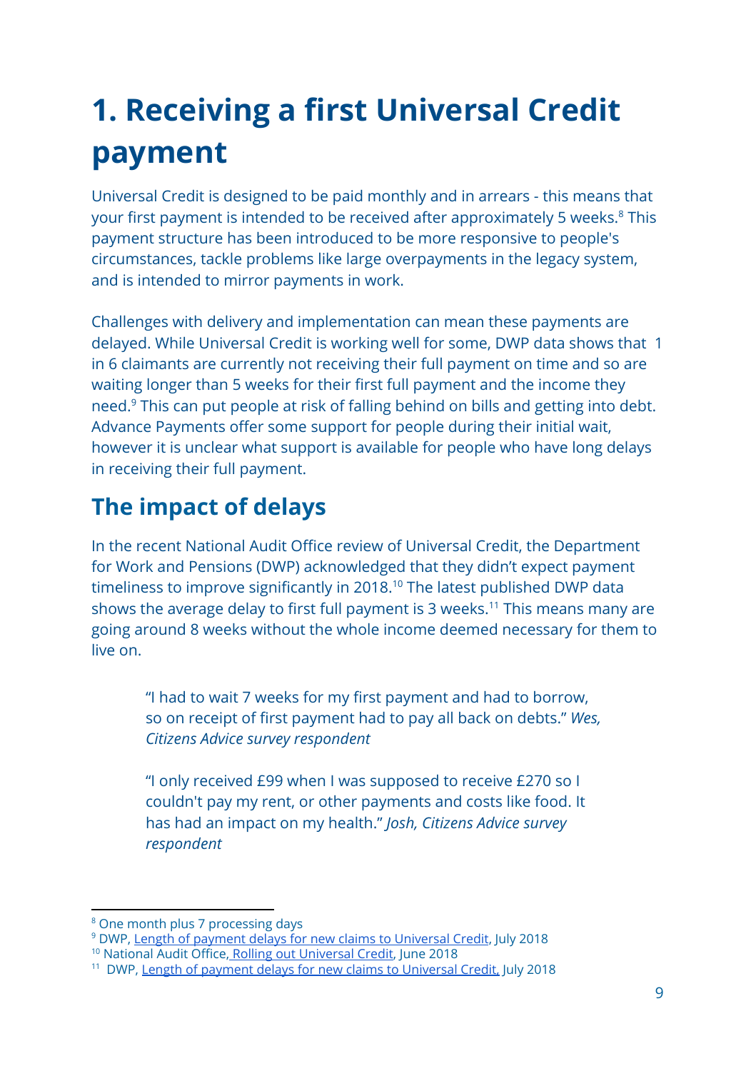# 1. Receiving a first Universal Credit payment

Universal Credit is designed to be paid monthly and in arrears - this means that your first payment is intended to be received after approximately 5 weeks.[8] This payment structure has been introduced to be more responsive to people's circumstances, tackle problems like large overpayments in the legacy system, and is intended to mirror payments in work.

Challenges with delivery and implementation can mean these payments are delayed. While Universal Credit is working well for some, DWP data shows that 1 in 6 claimants are currently not receiving their full payment on time and so are waiting longer than 5 weeks for their first full payment and the income they need.[9] This can put people at risk of falling behind on bills and getting into debt. Advance Payments offer some support for people during their initial wait, however it is unclear what support is available for people who have long delays in receiving their full payment.

## The impact of delays

In the recent National Audit Office review of Universal Credit, the Department for Work and Pensions (DWP) acknowledged that they didn't expect payment timeliness to improve significantly in 2018.[10] The latest published DWP data shows the average delay to first full payment is 3 weeks.[11] This means many are going around 8 weeks without the whole income deemed necessary for them to live on.

> "I had to wait 7 weeks for my first payment and had to borrow, so on receipt of first payment had to pay all back on debts." *Wes, Citizens Advice survey respondent*

> "I only received £99 when I was supposed to receive £270 so I couldn't pay my rent, or other payments and costs like food. It has had an impact on my health." *Josh, Citizens Advice survey respondent*

---

[8] One month plus 7 processing days

[9] DWP, Length of payment delays for new claims to Universal Credit, July 2018

[10] National Audit Office, Rolling out Universal Credit, June 2018

[11] DWP, Length of payment delays for new claims to Universal Credit, July 2018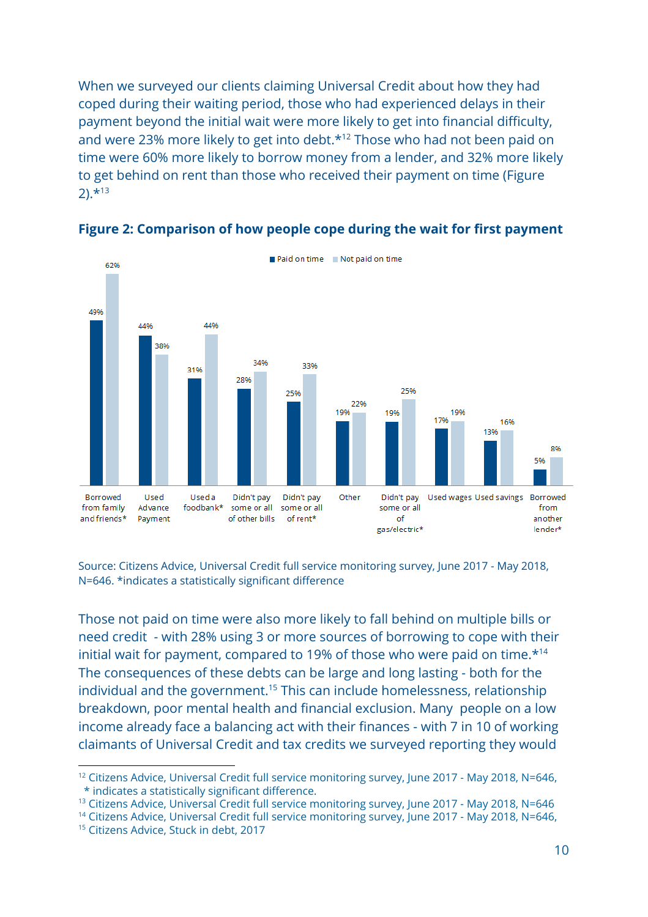When we surveyed our clients claiming Universal Credit about how they had coped during their waiting period, those who had experienced delays in their payment beyond the initial wait were more likely to get into financial difficulty, and were 23% more likely to get into debt.*[12] Those who had not been paid on time were 60% more likely to borrow money from a lender, and 32% more likely to get behind on rent than those who received their payment on time (Figure 2).*[13]

## Figure 2: Comparison of how people cope during the wait for first payment

| | Paid on time | Not paid on time |
|---|---|---|
| Borrowed from family and friends* | 49% | 62% |
| Used Advance Payment | 44% | 38% |
| Used a foodbank* | 31% | 44% |
| Didn't pay some or all of other bills | 28% | 34% |
| Didn't pay some or all of rent* | 25% | 33% |
| Other | 19% | 22% |
| Didn't pay some or all of gas/electric* | 19% | 25% |
| Used wages | 17% | 19% |
| Used savings | 13% | 16% |
| Borrowed from another lender* | 5% | 8% |

Source: Citizens Advice, Universal Credit full service monitoring survey, June 2017 - May 2018, N=646. *indicates a statistically significant difference

Those not paid on time were also more likely to fall behind on multiple bills or need credit - with 28% using 3 or more sources of borrowing to cope with their initial wait for payment, compared to 19% of those who were paid on time.*[14] The consequences of these debts can be large and long lasting - both for the individual and the government.[15] This can include homelessness, relationship breakdown, poor mental health and financial exclusion. Many people on a low income already face a balancing act with their finances - with 7 in 10 of working claimants of Universal Credit and tax credits we surveyed reporting they would

---

[12] Citizens Advice, Universal Credit full service monitoring survey, June 2017 - May 2018, N=646, * indicates a statistically significant difference.

[13] Citizens Advice, Universal Credit full service monitoring survey, June 2017 - May 2018, N=646

[14] Citizens Advice, Universal Credit full service monitoring survey, June 2017 - May 2018, N=646,

[15] Citizens Advice, Stuck in debt, 2017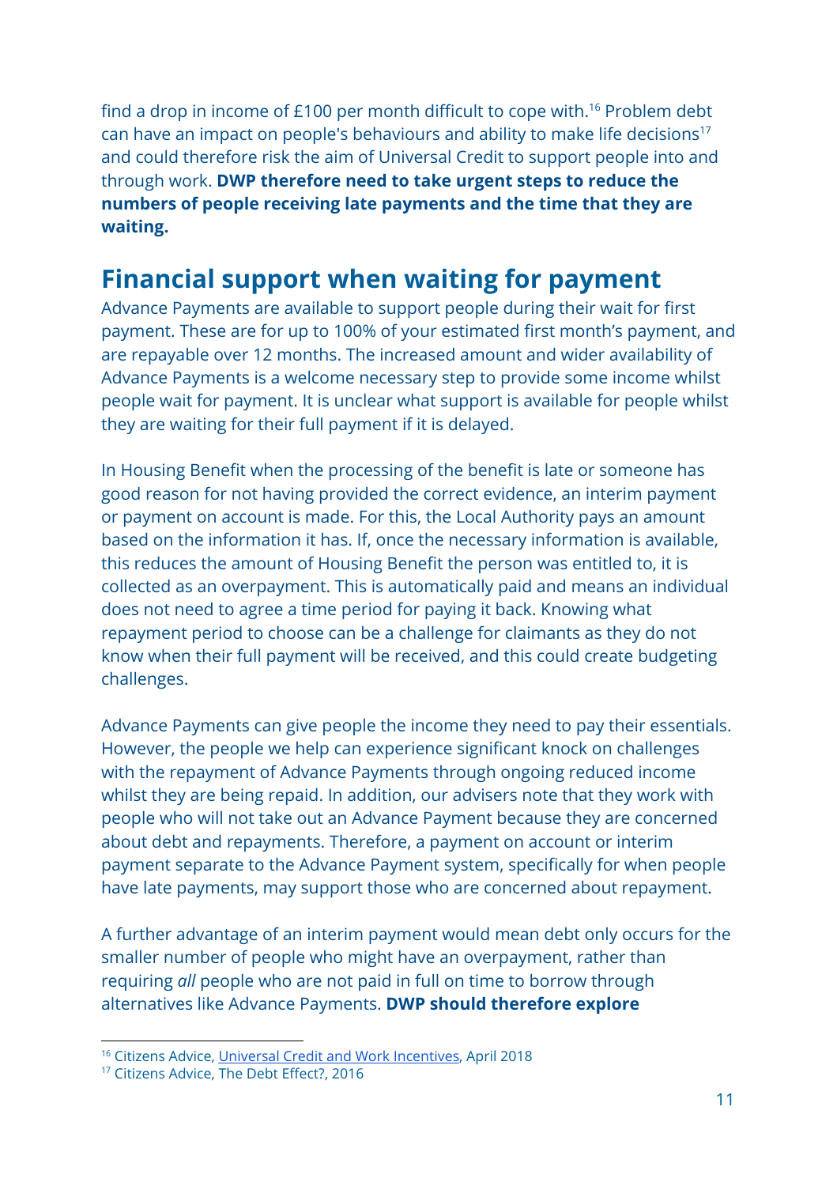find a drop in income of £100 per month difficult to cope with.[16] Problem debt can have an impact on people's behaviours and ability to make life decisions[17] and could therefore risk the aim of Universal Credit to support people into and through work. **DWP therefore need to take urgent steps to reduce the numbers of people receiving late payments and the time that they are waiting.**

## Financial support when waiting for payment

Advance Payments are available to support people during their wait for first payment. These are for up to 100% of your estimated first month's payment, and are repayable over 12 months. The increased amount and wider availability of Advance Payments is a welcome necessary step to provide some income whilst people wait for payment. It is unclear what support is available for people whilst they are waiting for their full payment if it is delayed.

In Housing Benefit when the processing of the benefit is late or someone has good reason for not having provided the correct evidence, an interim payment or payment on account is made. For this, the Local Authority pays an amount based on the information it has. If, once the necessary information is available, this reduces the amount of Housing Benefit the person was entitled to, it is collected as an overpayment. This is automatically paid and means an individual does not need to agree a time period for paying it back. Knowing what repayment period to choose can be a challenge for claimants as they do not know when their full payment will be received, and this could create budgeting challenges.

Advance Payments can give people the income they need to pay their essentials. However, the people we help can experience significant knock on challenges with the repayment of Advance Payments through ongoing reduced income whilst they are being repaid. In addition, our advisers note that they work with people who will not take out an Advance Payment because they are concerned about debt and repayments. Therefore, a payment on account or interim payment separate to the Advance Payment system, specifically for when people have late payments, may support those who are concerned about repayment.

A further advantage of an interim payment would mean debt only occurs for the smaller number of people who might have an overpayment, rather than requiring *all* people who are not paid in full on time to borrow through alternatives like Advance Payments. **DWP should therefore explore**

---

[16] Citizens Advice, Universal Credit and Work Incentives, April 2018

[17] Citizens Advice, The Debt Effect?, 2016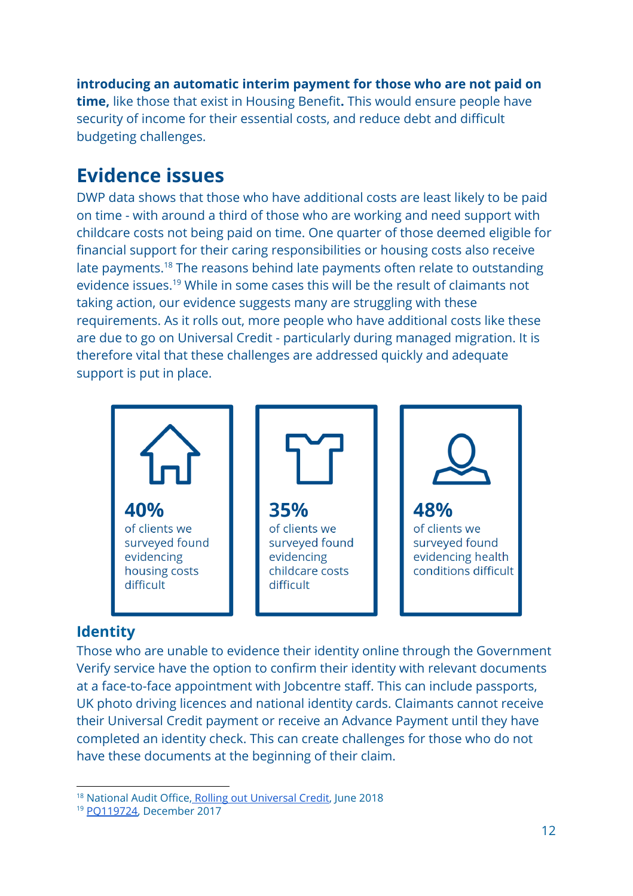**introducing an automatic interim payment for those who are not paid on time,** like those that exist in Housing Benefit**.** This would ensure people have security of income for their essential costs, and reduce debt and difficult budgeting challenges.

## Evidence issues

DWP data shows that those who have additional costs are least likely to be paid on time - with around a third of those who are working and need support with childcare costs not being paid on time. One quarter of those deemed eligible for financial support for their caring responsibilities or housing costs also receive late payments.[18] The reasons behind late payments often relate to outstanding evidence issues.[19] While in some cases this will be the result of claimants not taking action, our evidence suggests many are struggling with these requirements. As it rolls out, more people who have additional costs like these are due to go on Universal Credit - particularly during managed migration. It is therefore vital that these challenges are addressed quickly and adequate support is put in place.

**40%** of clients we surveyed found evidencing housing costs difficult

**35%** of clients we surveyed found evidencing childcare costs difficult

**48%** of clients we surveyed found evidencing health conditions difficult

### Identity

Those who are unable to evidence their identity online through the Government Verify service have the option to confirm their identity with relevant documents at a face-to-face appointment with Jobcentre staff. This can include passports, UK photo driving licences and national identity cards. Claimants cannot receive their Universal Credit payment or receive an Advance Payment until they have completed an identity check. This can create challenges for those who do not have these documents at the beginning of their claim.

[18] National Audit Office, Rolling out Universal Credit, June 2018

[19] PQ119724, December 2017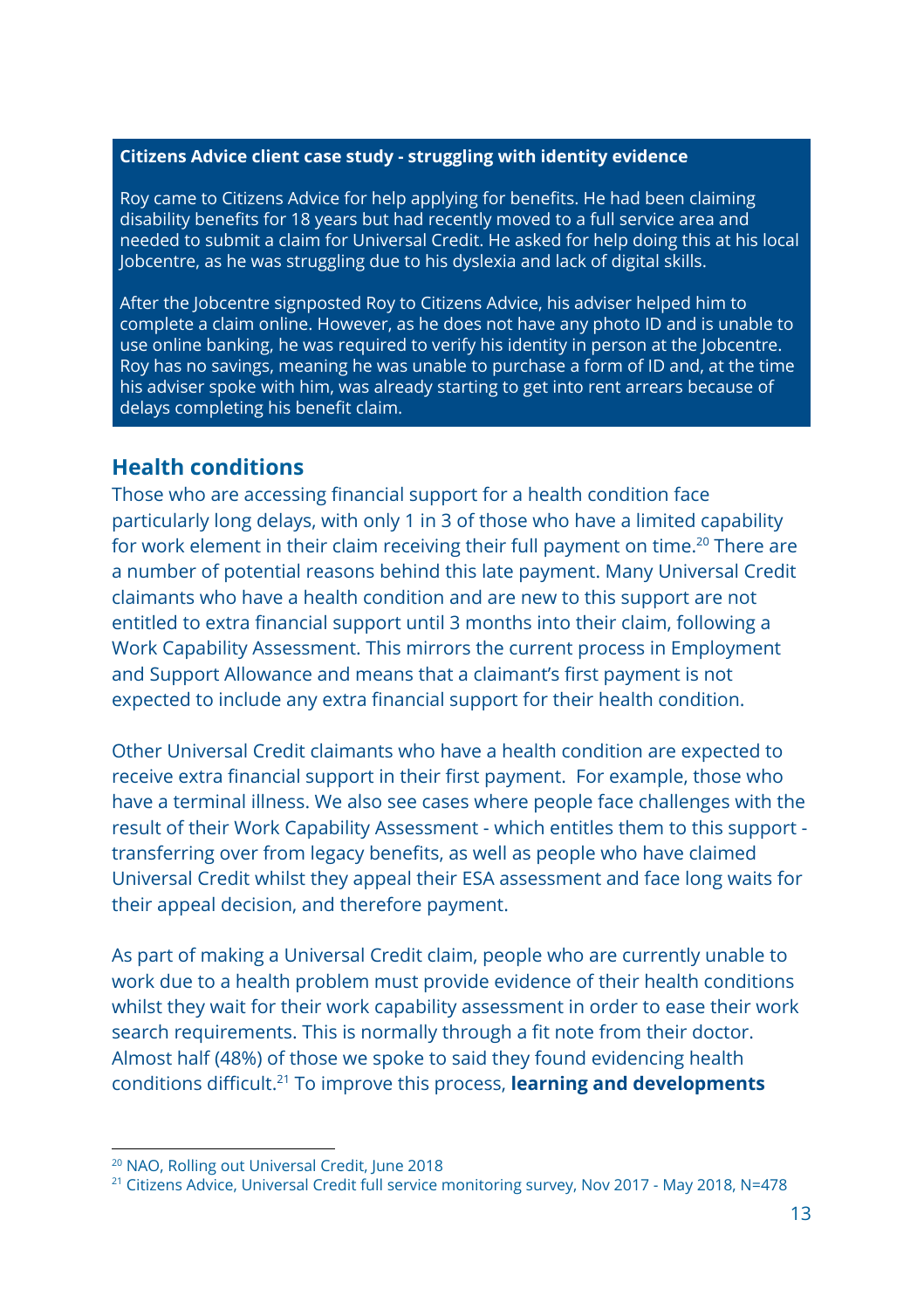**Citizens Advice client case study - struggling with identity evidence**

Roy came to Citizens Advice for help applying for benefits. He had been claiming disability benefits for 18 years but had recently moved to a full service area and needed to submit a claim for Universal Credit. He asked for help doing this at his local Jobcentre, as he was struggling due to his dyslexia and lack of digital skills.

After the Jobcentre signposted Roy to Citizens Advice, his adviser helped him to complete a claim online. However, as he does not have any photo ID and is unable to use online banking, he was required to verify his identity in person at the Jobcentre. Roy has no savings, meaning he was unable to purchase a form of ID and, at the time his adviser spoke with him, was already starting to get into rent arrears because of delays completing his benefit claim.

## Health conditions

Those who are accessing financial support for a health condition face particularly long delays, with only 1 in 3 of those who have a limited capability for work element in their claim receiving their full payment on time.[20] There are a number of potential reasons behind this late payment. Many Universal Credit claimants who have a health condition and are new to this support are not entitled to extra financial support until 3 months into their claim, following a Work Capability Assessment. This mirrors the current process in Employment and Support Allowance and means that a claimant's first payment is not expected to include any extra financial support for their health condition.

Other Universal Credit claimants who have a health condition are expected to receive extra financial support in their first payment. For example, those who have a terminal illness. We also see cases where people face challenges with the result of their Work Capability Assessment - which entitles them to this support - transferring over from legacy benefits, as well as people who have claimed Universal Credit whilst they appeal their ESA assessment and face long waits for their appeal decision, and therefore payment.

As part of making a Universal Credit claim, people who are currently unable to work due to a health problem must provide evidence of their health conditions whilst they wait for their work capability assessment in order to ease their work search requirements. This is normally through a fit note from their doctor. Almost half (48%) of those we spoke to said they found evidencing health conditions difficult.[21] To improve this process, **learning and developments**

[20] NAO, Rolling out Universal Credit, June 2018

[21] Citizens Advice, Universal Credit full service monitoring survey, Nov 2017 - May 2018, N=478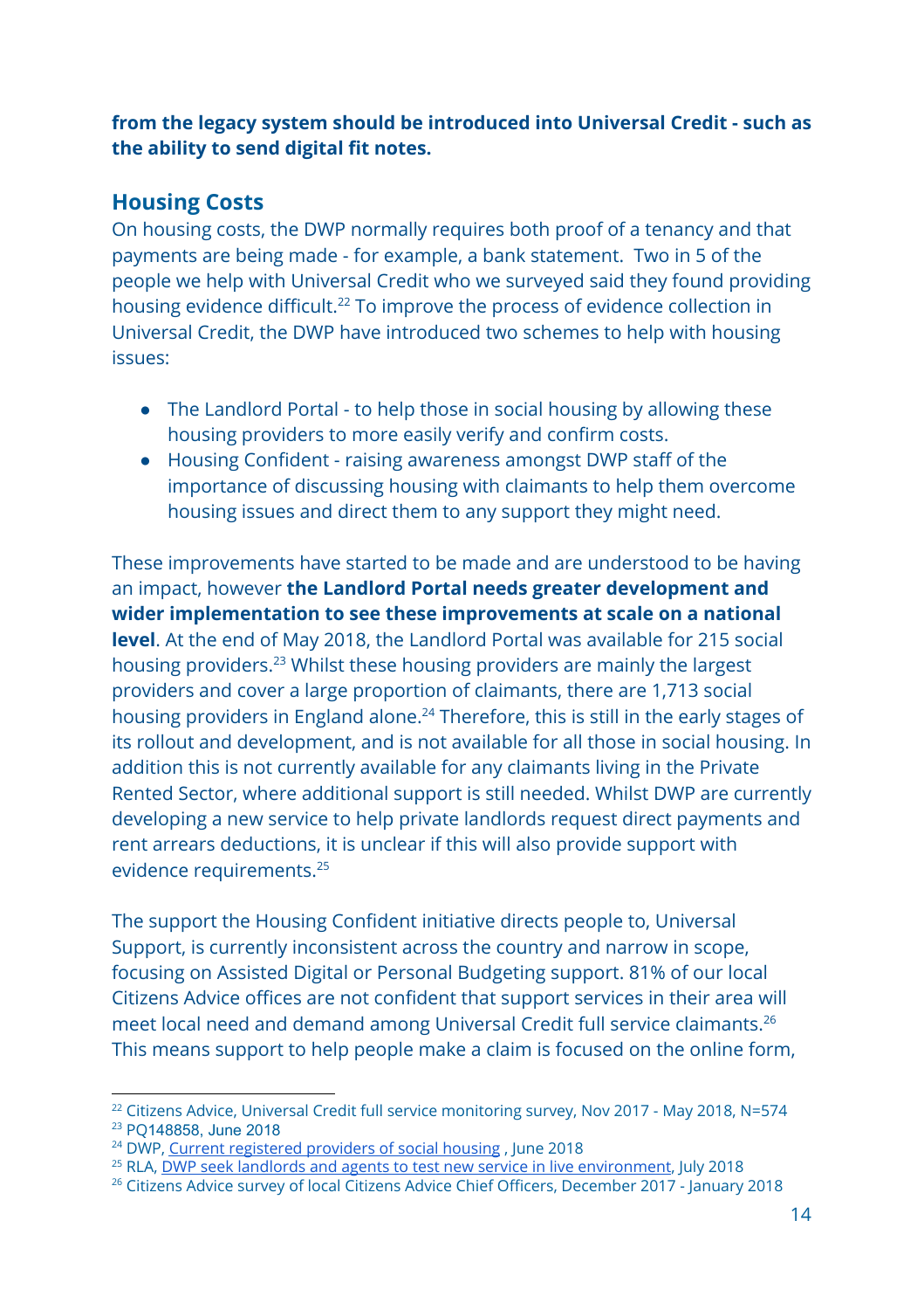**from the legacy system should be introduced into Universal Credit - such as the ability to send digital fit notes.**

## Housing Costs

On housing costs, the DWP normally requires both proof of a tenancy and that payments are being made - for example, a bank statement. Two in 5 of the people we help with Universal Credit who we surveyed said they found providing housing evidence difficult.[22] To improve the process of evidence collection in Universal Credit, the DWP have introduced two schemes to help with housing issues:

- The Landlord Portal - to help those in social housing by allowing these housing providers to more easily verify and confirm costs.
- Housing Confident - raising awareness amongst DWP staff of the importance of discussing housing with claimants to help them overcome housing issues and direct them to any support they might need.

These improvements have started to be made and are understood to be having an impact, however **the Landlord Portal needs greater development and wider implementation to see these improvements at scale on a national level**. At the end of May 2018, the Landlord Portal was available for 215 social housing providers.[23] Whilst these housing providers are mainly the largest providers and cover a large proportion of claimants, there are 1,713 social housing providers in England alone.[24] Therefore, this is still in the early stages of its rollout and development, and is not available for all those in social housing. In addition this is not currently available for any claimants living in the Private Rented Sector, where additional support is still needed. Whilst DWP are currently developing a new service to help private landlords request direct payments and rent arrears deductions, it is unclear if this will also provide support with evidence requirements.[25]

The support the Housing Confident initiative directs people to, Universal Support, is currently inconsistent across the country and narrow in scope, focusing on Assisted Digital or Personal Budgeting support. 81% of our local Citizens Advice offices are not confident that support services in their area will meet local need and demand among Universal Credit full service claimants.[26] This means support to help people make a claim is focused on the online form,

---

[22] Citizens Advice, Universal Credit full service monitoring survey, Nov 2017 - May 2018, N=574

[23] PQ148858, June 2018

[24] DWP, Current registered providers of social housing , June 2018

[25] RLA, DWP seek landlords and agents to test new service in live environment, July 2018

[26] Citizens Advice survey of local Citizens Advice Chief Officers, December 2017 - January 2018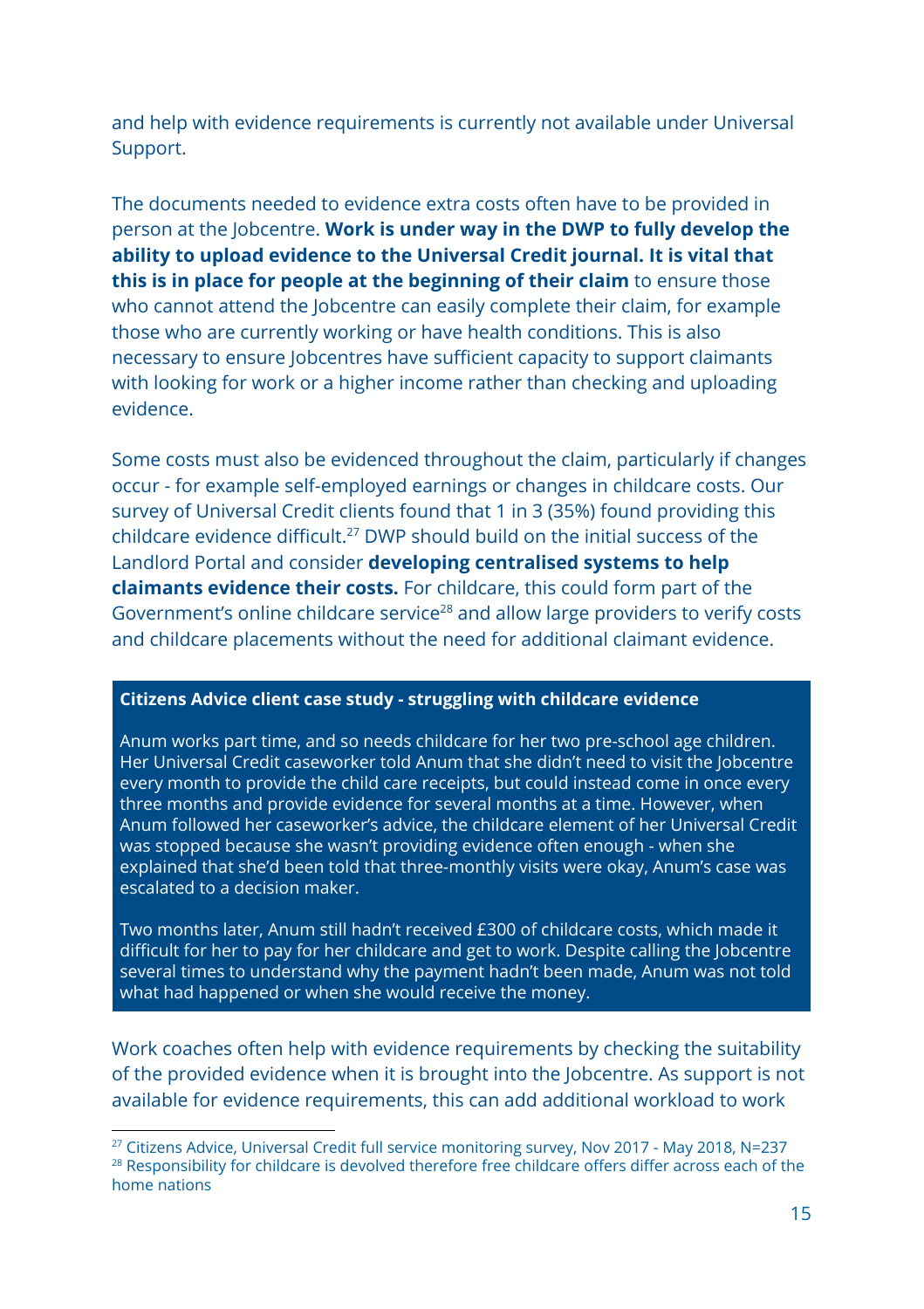and help with evidence requirements is currently not available under Universal Support.

The documents needed to evidence extra costs often have to be provided in person at the Jobcentre. **Work is under way in the DWP to fully develop the ability to upload evidence to the Universal Credit journal. It is vital that this is in place for people at the beginning of their claim** to ensure those who cannot attend the Jobcentre can easily complete their claim, for example those who are currently working or have health conditions. This is also necessary to ensure Jobcentres have sufficient capacity to support claimants with looking for work or a higher income rather than checking and uploading evidence.

Some costs must also be evidenced throughout the claim, particularly if changes occur - for example self-employed earnings or changes in childcare costs. Our survey of Universal Credit clients found that 1 in 3 (35%) found providing this childcare evidence difficult.[27] DWP should build on the initial success of the Landlord Portal and consider **developing centralised systems to help claimants evidence their costs.** For childcare, this could form part of the Government's online childcare service[28] and allow large providers to verify costs and childcare placements without the need for additional claimant evidence.

> **Citizens Advice client case study - struggling with childcare evidence**
>
> Anum works part time, and so needs childcare for her two pre-school age children. Her Universal Credit caseworker told Anum that she didn't need to visit the Jobcentre every month to provide the child care receipts, but could instead come in once every three months and provide evidence for several months at a time. However, when Anum followed her caseworker's advice, the childcare element of her Universal Credit was stopped because she wasn't providing evidence often enough - when she explained that she'd been told that three-monthly visits were okay, Anum's case was escalated to a decision maker.
>
> Two months later, Anum still hadn't received £300 of childcare costs, which made it difficult for her to pay for her childcare and get to work. Despite calling the Jobcentre several times to understand why the payment hadn't been made, Anum was not told what had happened or when she would receive the money.

Work coaches often help with evidence requirements by checking the suitability of the provided evidence when it is brought into the Jobcentre. As support is not available for evidence requirements, this can add additional workload to work

---

[27] Citizens Advice, Universal Credit full service monitoring survey, Nov 2017 - May 2018, N=237

[28] Responsibility for childcare is devolved therefore free childcare offers differ across each of the home nations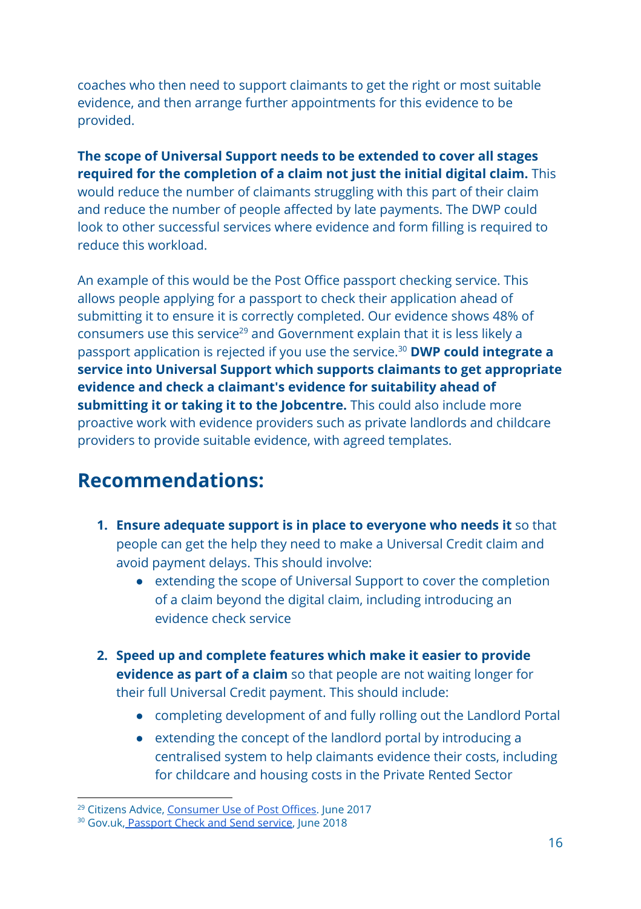coaches who then need to support claimants to get the right or most suitable evidence, and then arrange further appointments for this evidence to be provided.

**The scope of Universal Support needs to be extended to cover all stages required for the completion of a claim not just the initial digital claim.** This would reduce the number of claimants struggling with this part of their claim and reduce the number of people affected by late payments. The DWP could look to other successful services where evidence and form filling is required to reduce this workload.

An example of this would be the Post Office passport checking service. This allows people applying for a passport to check their application ahead of submitting it to ensure it is correctly completed. Our evidence shows 48% of consumers use this service[29] and Government explain that it is less likely a passport application is rejected if you use the service.[30] **DWP could integrate a service into Universal Support which supports claimants to get appropriate evidence and check a claimant's evidence for suitability ahead of submitting it or taking it to the Jobcentre.** This could also include more proactive work with evidence providers such as private landlords and childcare providers to provide suitable evidence, with agreed templates.

## Recommendations:

1. **Ensure adequate support is in place to everyone who needs it** so that people can get the help they need to make a Universal Credit claim and avoid payment delays. This should involve:
   - extending the scope of Universal Support to cover the completion of a claim beyond the digital claim, including introducing an evidence check service

2. **Speed up and complete features which make it easier to provide evidence as part of a claim** so that people are not waiting longer for their full Universal Credit payment. This should include:
   - completing development of and fully rolling out the Landlord Portal
   - extending the concept of the landlord portal by introducing a centralised system to help claimants evidence their costs, including for childcare and housing costs in the Private Rented Sector

---

[29] Citizens Advice, Consumer Use of Post Offices. June 2017

[30] Gov.uk, Passport Check and Send service, June 2018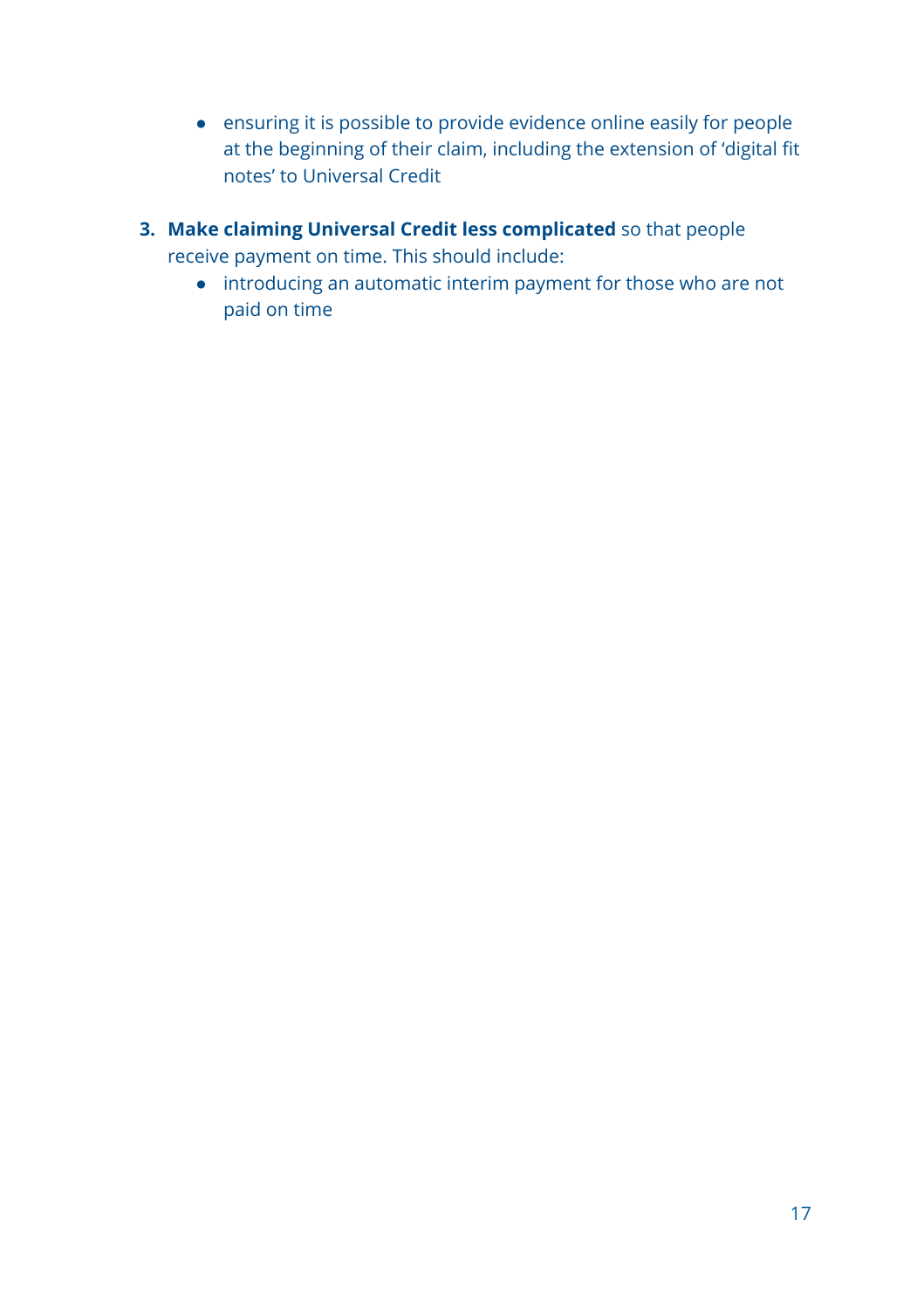- ensuring it is possible to provide evidence online easily for people at the beginning of their claim, including the extension of 'digital fit notes' to Universal Credit

3. **Make claiming Universal Credit less complicated** so that people receive payment on time. This should include:
    - introducing an automatic interim payment for those who are not paid on time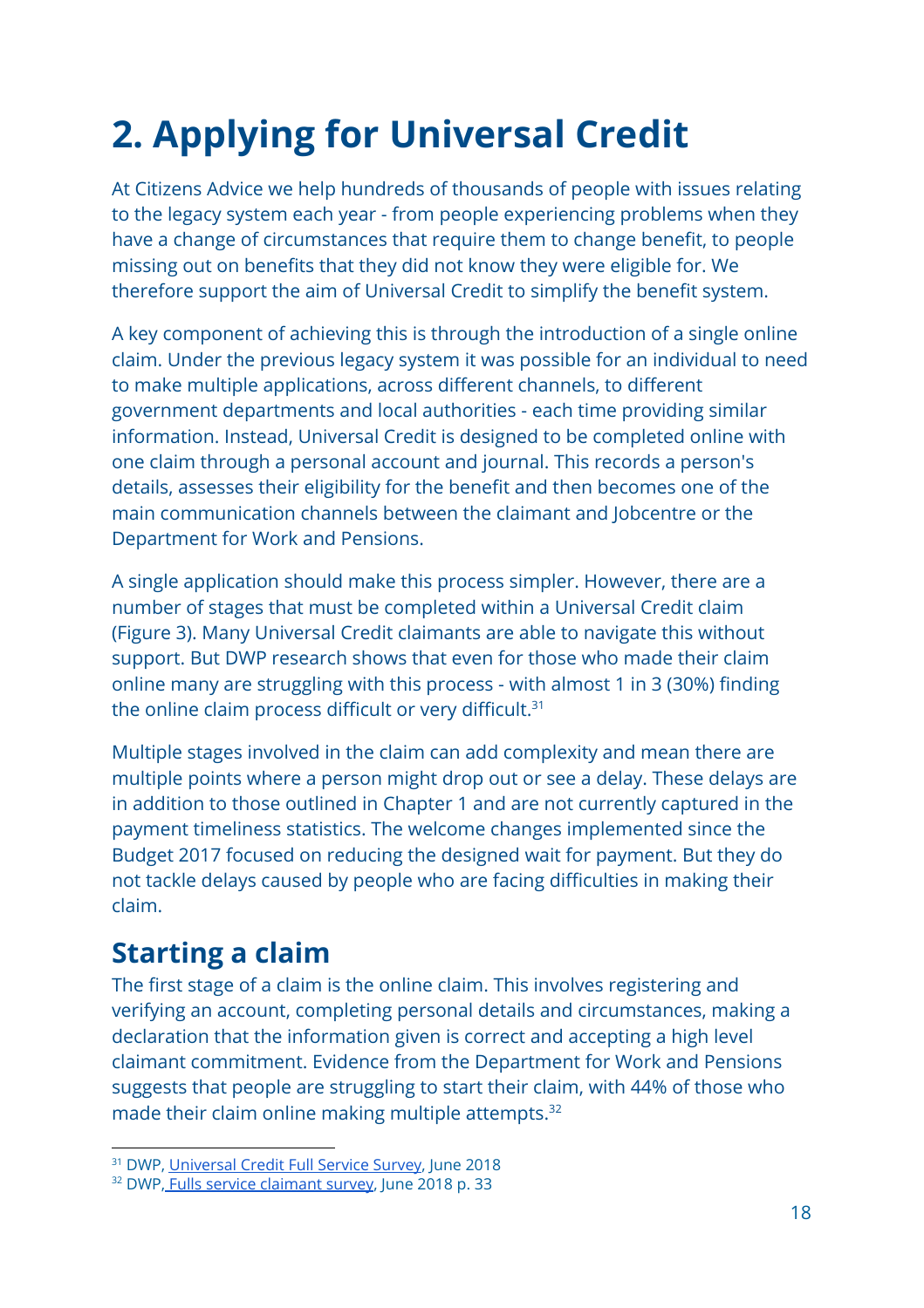# 2. Applying for Universal Credit

At Citizens Advice we help hundreds of thousands of people with issues relating to the legacy system each year - from people experiencing problems when they have a change of circumstances that require them to change benefit, to people missing out on benefits that they did not know they were eligible for. We therefore support the aim of Universal Credit to simplify the benefit system.

A key component of achieving this is through the introduction of a single online claim. Under the previous legacy system it was possible for an individual to need to make multiple applications, across different channels, to different government departments and local authorities - each time providing similar information. Instead, Universal Credit is designed to be completed online with one claim through a personal account and journal. This records a person's details, assesses their eligibility for the benefit and then becomes one of the main communication channels between the claimant and Jobcentre or the Department for Work and Pensions.

A single application should make this process simpler. However, there are a number of stages that must be completed within a Universal Credit claim (Figure 3). Many Universal Credit claimants are able to navigate this without support. But DWP research shows that even for those who made their claim online many are struggling with this process - with almost 1 in 3 (30%) finding the online claim process difficult or very difficult.[31]

Multiple stages involved in the claim can add complexity and mean there are multiple points where a person might drop out or see a delay. These delays are in addition to those outlined in Chapter 1 and are not currently captured in the payment timeliness statistics. The welcome changes implemented since the Budget 2017 focused on reducing the designed wait for payment. But they do not tackle delays caused by people who are facing difficulties in making their claim.

## Starting a claim

The first stage of a claim is the online claim. This involves registering and verifying an account, completing personal details and circumstances, making a declaration that the information given is correct and accepting a high level claimant commitment. Evidence from the Department for Work and Pensions suggests that people are struggling to start their claim, with 44% of those who made their claim online making multiple attempts.[32]

---

[31] DWP, Universal Credit Full Service Survey, June 2018

[32] DWP, Fulls service claimant survey, June 2018 p. 33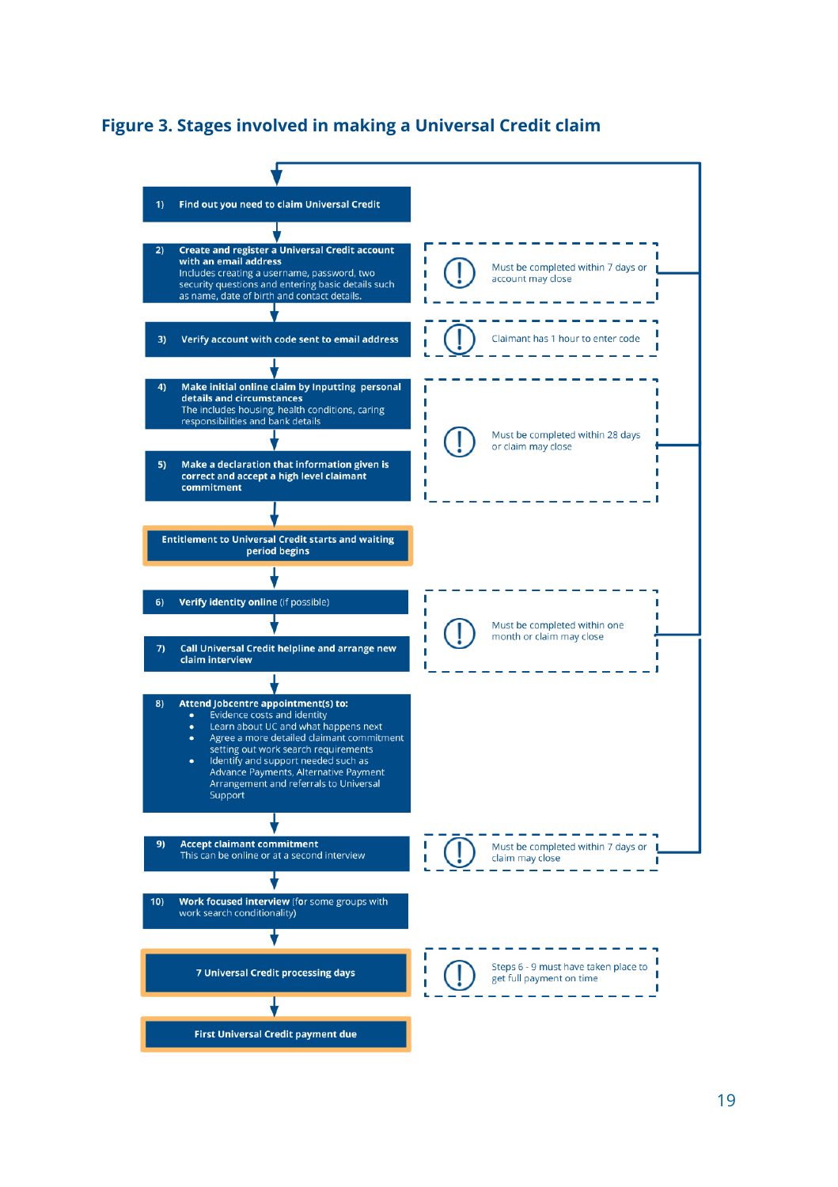## Figure 3. Stages involved in making a Universal Credit claim

1) **Find out you need to claim Universal Credit**

2) **Create and register a Universal Credit account with an email address**
Includes creating a username, password, two security questions and entering basic details such as name, date of birth and contact details.

> Must be completed within 7 days or account may close

3) **Verify account with code sent to email address**

> Claimant has 1 hour to enter code

4) **Make initial online claim by inputting personal details and circumstances**
The includes housing, health conditions, caring responsibilities and bank details

5) **Make a declaration that information given is correct and accept a high level claimant commitment**

> Must be completed within 28 days or claim may close

**Entitlement to Universal Credit starts and waiting period begins**

6) **Verify identity online** (if possible)

7) **Call Universal Credit helpline and arrange new claim interview**

> Must be completed within one month or claim may close

8) **Attend Jobcentre appointment(s) to:**
- Evidence costs and identity
- Learn about UC and what happens next
- Agree a more detailed claimant commitment setting out work search requirements
- Identify and support needed such as Advance Payments, Alternative Payment Arrangement and referrals to Universal Support

9) **Accept claimant commitment**
This can be online or at a second interview

> Must be completed within 7 days or claim may close

10) **Work focused interview** (for some groups with work search conditionality)

**7 Universal Credit processing days**

> Steps 6 - 9 must have taken place to get full payment on time

**First Universal Credit payment due**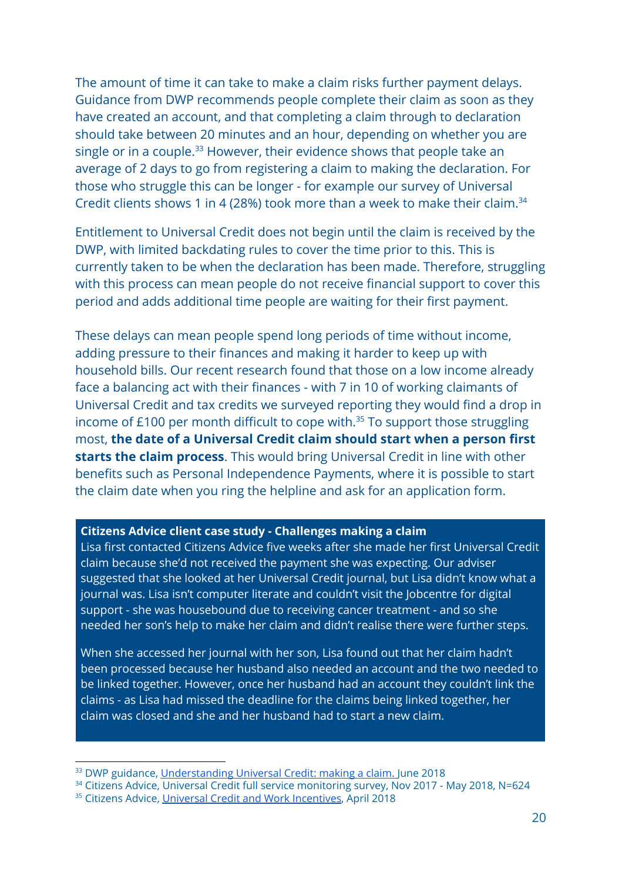The amount of time it can take to make a claim risks further payment delays. Guidance from DWP recommends people complete their claim as soon as they have created an account, and that completing a claim through to declaration should take between 20 minutes and an hour, depending on whether you are single or in a couple.[33] However, their evidence shows that people take an average of 2 days to go from registering a claim to making the declaration. For those who struggle this can be longer - for example our survey of Universal Credit clients shows 1 in 4 (28%) took more than a week to make their claim.[34]

Entitlement to Universal Credit does not begin until the claim is received by the DWP, with limited backdating rules to cover the time prior to this. This is currently taken to be when the declaration has been made. Therefore, struggling with this process can mean people do not receive financial support to cover this period and adds additional time people are waiting for their first payment.

These delays can mean people spend long periods of time without income, adding pressure to their finances and making it harder to keep up with household bills. Our recent research found that those on a low income already face a balancing act with their finances - with 7 in 10 of working claimants of Universal Credit and tax credits we surveyed reporting they would find a drop in income of £100 per month difficult to cope with.[35] To support those struggling most, **the date of a Universal Credit claim should start when a person first starts the claim process**. This would bring Universal Credit in line with other benefits such as Personal Independence Payments, where it is possible to start the claim date when you ring the helpline and ask for an application form.

**Citizens Advice client case study - Challenges making a claim**

Lisa first contacted Citizens Advice five weeks after she made her first Universal Credit claim because she'd not received the payment she was expecting. Our adviser suggested that she looked at her Universal Credit journal, but Lisa didn't know what a journal was. Lisa isn't computer literate and couldn't visit the Jobcentre for digital support - she was housebound due to receiving cancer treatment - and so she needed her son's help to make her claim and didn't realise there were further steps.

When she accessed her journal with her son, Lisa found out that her claim hadn't been processed because her husband also needed an account and the two needed to be linked together. However, once her husband had an account they couldn't link the claims - as Lisa had missed the deadline for the claims being linked together, her claim was closed and she and her husband had to start a new claim.

---

[33] DWP guidance, Understanding Universal Credit: making a claim. June 2018

[34] Citizens Advice, Universal Credit full service monitoring survey, Nov 2017 - May 2018, N=624

[35] Citizens Advice, Universal Credit and Work Incentives, April 2018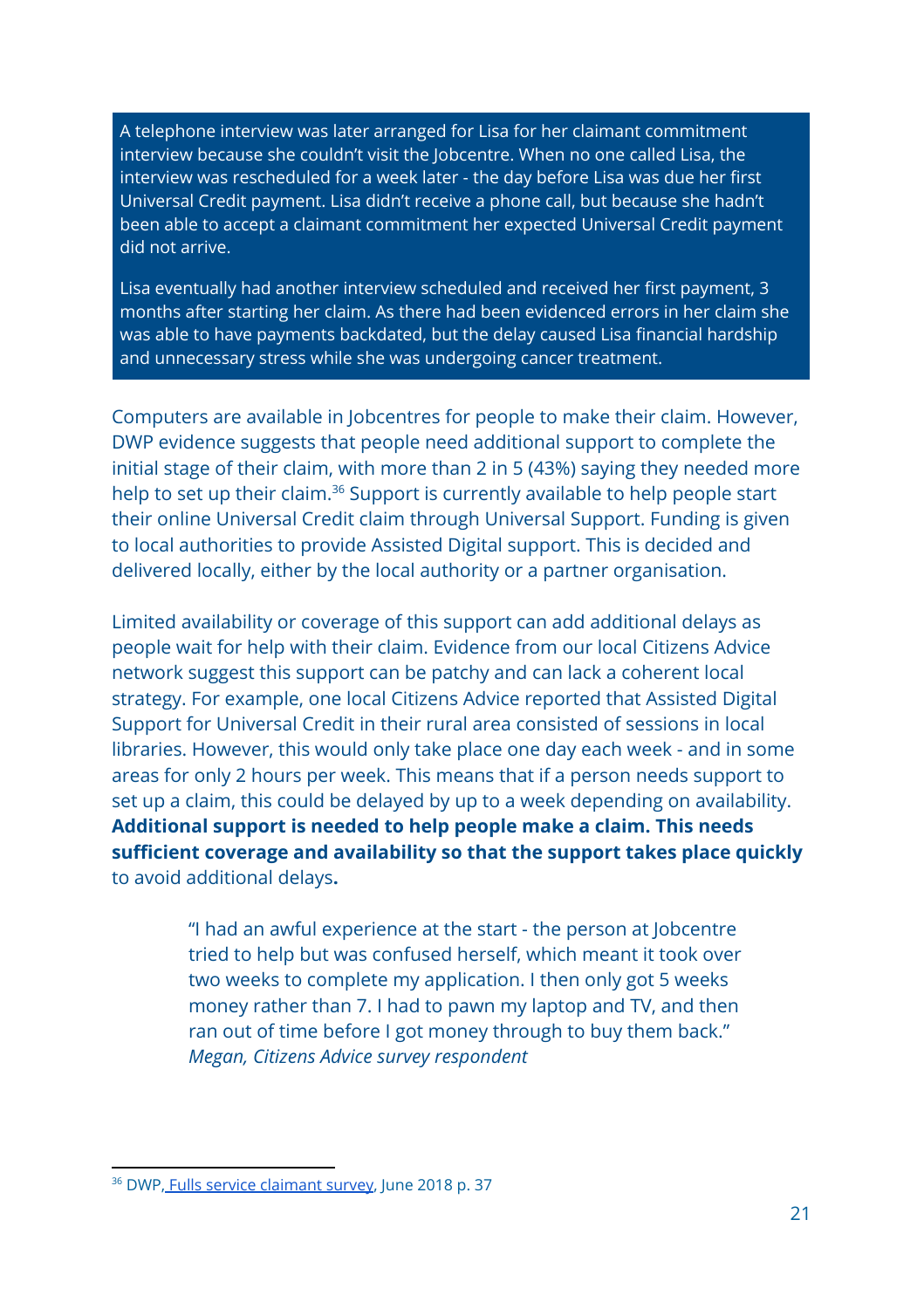A telephone interview was later arranged for Lisa for her claimant commitment interview because she couldn't visit the Jobcentre. When no one called Lisa, the interview was rescheduled for a week later - the day before Lisa was due her first Universal Credit payment. Lisa didn't receive a phone call, but because she hadn't been able to accept a claimant commitment her expected Universal Credit payment did not arrive.

Lisa eventually had another interview scheduled and received her first payment, 3 months after starting her claim. As there had been evidenced errors in her claim she was able to have payments backdated, but the delay caused Lisa financial hardship and unnecessary stress while she was undergoing cancer treatment.

Computers are available in Jobcentres for people to make their claim. However, DWP evidence suggests that people need additional support to complete the initial stage of their claim, with more than 2 in 5 (43%) saying they needed more help to set up their claim.[36] Support is currently available to help people start their online Universal Credit claim through Universal Support. Funding is given to local authorities to provide Assisted Digital support. This is decided and delivered locally, either by the local authority or a partner organisation.

Limited availability or coverage of this support can add additional delays as people wait for help with their claim. Evidence from our local Citizens Advice network suggest this support can be patchy and can lack a coherent local strategy. For example, one local Citizens Advice reported that Assisted Digital Support for Universal Credit in their rural area consisted of sessions in local libraries. However, this would only take place one day each week - and in some areas for only 2 hours per week. This means that if a person needs support to set up a claim, this could be delayed by up to a week depending on availability. **Additional support is needed to help people make a claim. This needs sufficient coverage and availability so that the support takes place quickly** to avoid additional delays**.**

> "I had an awful experience at the start - the person at Jobcentre tried to help but was confused herself, which meant it took over two weeks to complete my application. I then only got 5 weeks money rather than 7. I had to pawn my laptop and TV, and then ran out of time before I got money through to buy them back."
> *Megan, Citizens Advice survey respondent*

---

[36] DWP, Fulls service claimant survey, June 2018 p. 37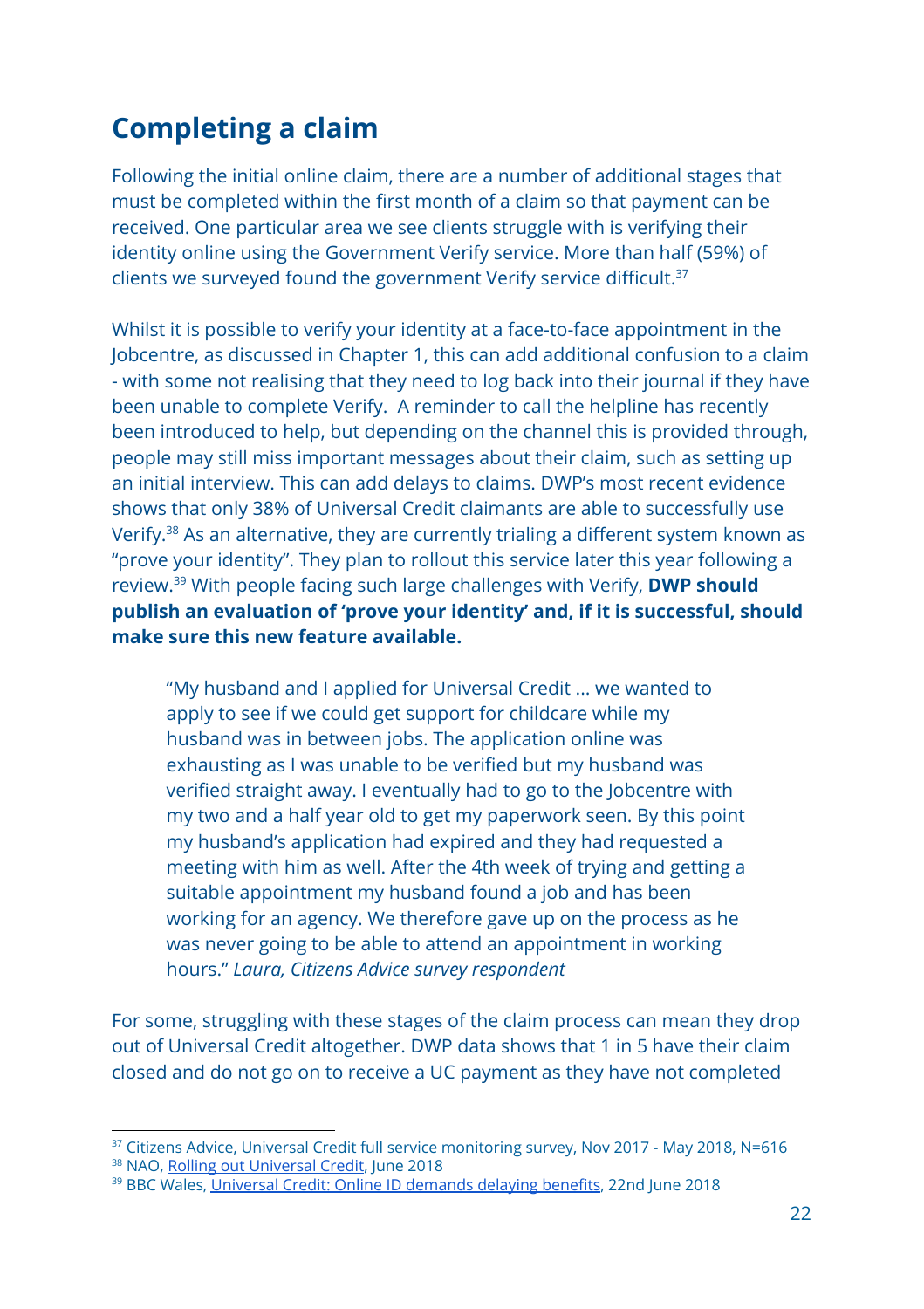## Completing a claim

Following the initial online claim, there are a number of additional stages that must be completed within the first month of a claim so that payment can be received. One particular area we see clients struggle with is verifying their identity online using the Government Verify service. More than half (59%) of clients we surveyed found the government Verify service difficult.[37]

Whilst it is possible to verify your identity at a face-to-face appointment in the Jobcentre, as discussed in Chapter 1, this can add additional confusion to a claim - with some not realising that they need to log back into their journal if they have been unable to complete Verify. A reminder to call the helpline has recently been introduced to help, but depending on the channel this is provided through, people may still miss important messages about their claim, such as setting up an initial interview. This can add delays to claims. DWP's most recent evidence shows that only 38% of Universal Credit claimants are able to successfully use Verify.[38] As an alternative, they are currently trialing a different system known as "prove your identity". They plan to rollout this service later this year following a review.[39] With people facing such large challenges with Verify, **DWP should publish an evaluation of 'prove your identity' and, if it is successful, should make sure this new feature available.**

> "My husband and I applied for Universal Credit ... we wanted to apply to see if we could get support for childcare while my husband was in between jobs. The application online was exhausting as I was unable to be verified but my husband was verified straight away. I eventually had to go to the Jobcentre with my two and a half year old to get my paperwork seen. By this point my husband's application had expired and they had requested a meeting with him as well. After the 4th week of trying and getting a suitable appointment my husband found a job and has been working for an agency. We therefore gave up on the process as he was never going to be able to attend an appointment in working hours." *Laura, Citizens Advice survey respondent*

For some, struggling with these stages of the claim process can mean they drop out of Universal Credit altogether. DWP data shows that 1 in 5 have their claim closed and do not go on to receive a UC payment as they have not completed

[37] Citizens Advice, Universal Credit full service monitoring survey, Nov 2017 - May 2018, N=616
[38] NAO, Rolling out Universal Credit, June 2018
[39] BBC Wales, Universal Credit: Online ID demands delaying benefits, 22nd June 2018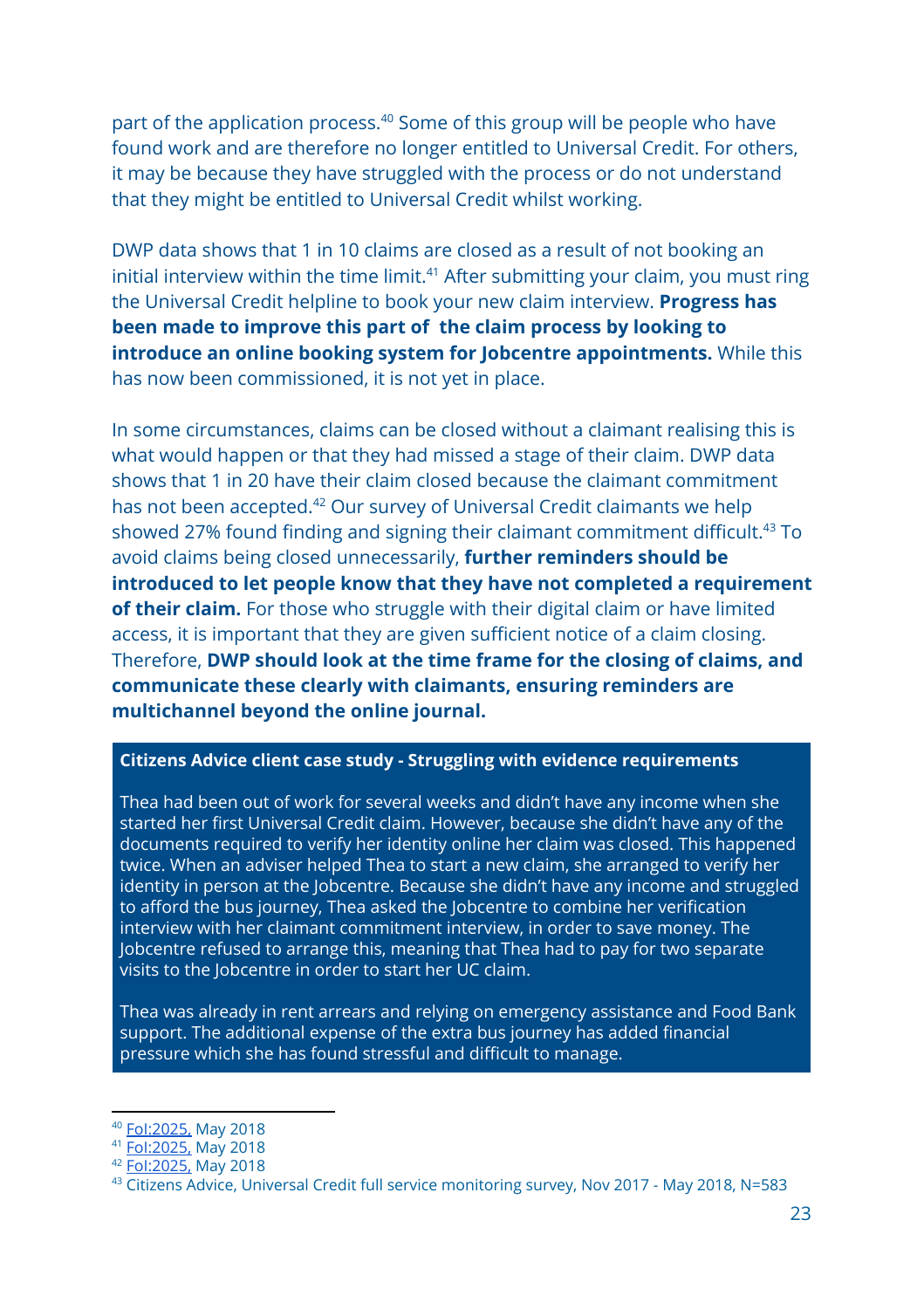part of the application process.[40] Some of this group will be people who have found work and are therefore no longer entitled to Universal Credit. For others, it may be because they have struggled with the process or do not understand that they might be entitled to Universal Credit whilst working.

DWP data shows that 1 in 10 claims are closed as a result of not booking an initial interview within the time limit.[41] After submitting your claim, you must ring the Universal Credit helpline to book your new claim interview. **Progress has been made to improve this part of the claim process by looking to introduce an online booking system for Jobcentre appointments.** While this has now been commissioned, it is not yet in place.

In some circumstances, claims can be closed without a claimant realising this is what would happen or that they had missed a stage of their claim. DWP data shows that 1 in 20 have their claim closed because the claimant commitment has not been accepted.[42] Our survey of Universal Credit claimants we help showed 27% found finding and signing their claimant commitment difficult.[43] To avoid claims being closed unnecessarily, **further reminders should be introduced to let people know that they have not completed a requirement of their claim.** For those who struggle with their digital claim or have limited access, it is important that they are given sufficient notice of a claim closing. Therefore, **DWP should look at the time frame for the closing of claims, and communicate these clearly with claimants, ensuring reminders are multichannel beyond the online journal.**

> **Citizens Advice client case study - Struggling with evidence requirements**
>
> Thea had been out of work for several weeks and didn't have any income when she started her first Universal Credit claim. However, because she didn't have any of the documents required to verify her identity online her claim was closed. This happened twice. When an adviser helped Thea to start a new claim, she arranged to verify her identity in person at the Jobcentre. Because she didn't have any income and struggled to afford the bus journey, Thea asked the Jobcentre to combine her verification interview with her claimant commitment interview, in order to save money. The Jobcentre refused to arrange this, meaning that Thea had to pay for two separate visits to the Jobcentre in order to start her UC claim.
>
> Thea was already in rent arrears and relying on emergency assistance and Food Bank support. The additional expense of the extra bus journey has added financial pressure which she has found stressful and difficult to manage.

---

[40] FoI:2025, May 2018
[41] FoI:2025, May 2018
[42] FoI:2025, May 2018
[43] Citizens Advice, Universal Credit full service monitoring survey, Nov 2017 - May 2018, N=583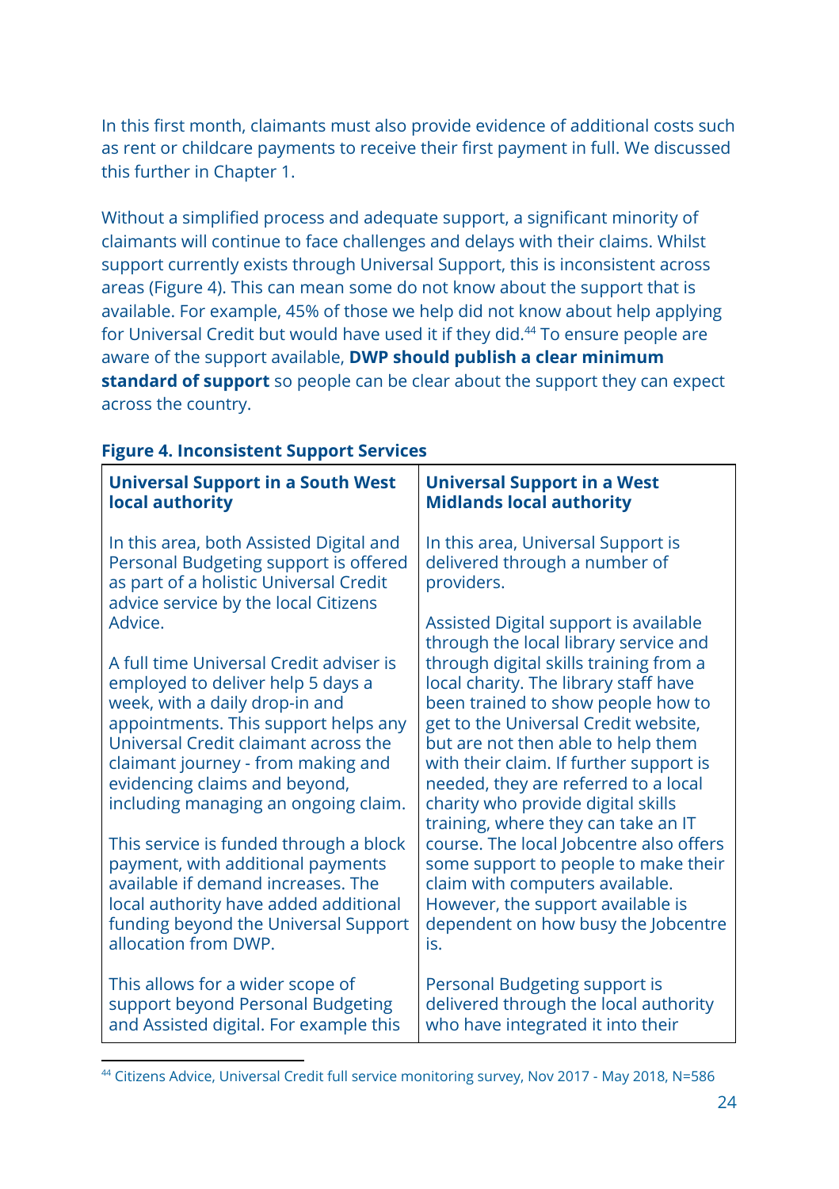In this first month, claimants must also provide evidence of additional costs such as rent or childcare payments to receive their first payment in full. We discussed this further in Chapter 1.

Without a simplified process and adequate support, a significant minority of claimants will continue to face challenges and delays with their claims. Whilst support currently exists through Universal Support, this is inconsistent across areas (Figure 4). This can mean some do not know about the support that is available. For example, 45% of those we help did not know about help applying for Universal Credit but would have used it if they did.[44] To ensure people are aware of the support available, **DWP should publish a clear minimum standard of support** so people can be clear about the support they can expect across the country.

**Figure 4. Inconsistent Support Services**

| **Universal Support in a South West local authority** | **Universal Support in a West Midlands local authority** |
| --- | --- |
| In this area, both Assisted Digital and Personal Budgeting support is offered as part of a holistic Universal Credit advice service by the local Citizens Advice.<br><br>A full time Universal Credit adviser is employed to deliver help 5 days a week, with a daily drop-in and appointments. This support helps any Universal Credit claimant across the claimant journey - from making and evidencing claims and beyond, including managing an ongoing claim.<br><br>This service is funded through a block payment, with additional payments available if demand increases. The local authority have added additional funding beyond the Universal Support allocation from DWP.<br><br>This allows for a wider scope of support beyond Personal Budgeting and Assisted digital. For example this | In this area, Universal Support is delivered through a number of providers.<br><br>Assisted Digital support is available through the local library service and through digital skills training from a local charity. The library staff have been trained to show people how to get to the Universal Credit website, but are not then able to help them with their claim. If further support is needed, they are referred to a local charity who provide digital skills training, where they can take an IT course. The local Jobcentre also offers some support to people to make their claim with computers available. However, the support available is dependent on how busy the Jobcentre is.<br><br>Personal Budgeting support is delivered through the local authority who have integrated it into their |

[44] Citizens Advice, Universal Credit full service monitoring survey, Nov 2017 - May 2018, N=586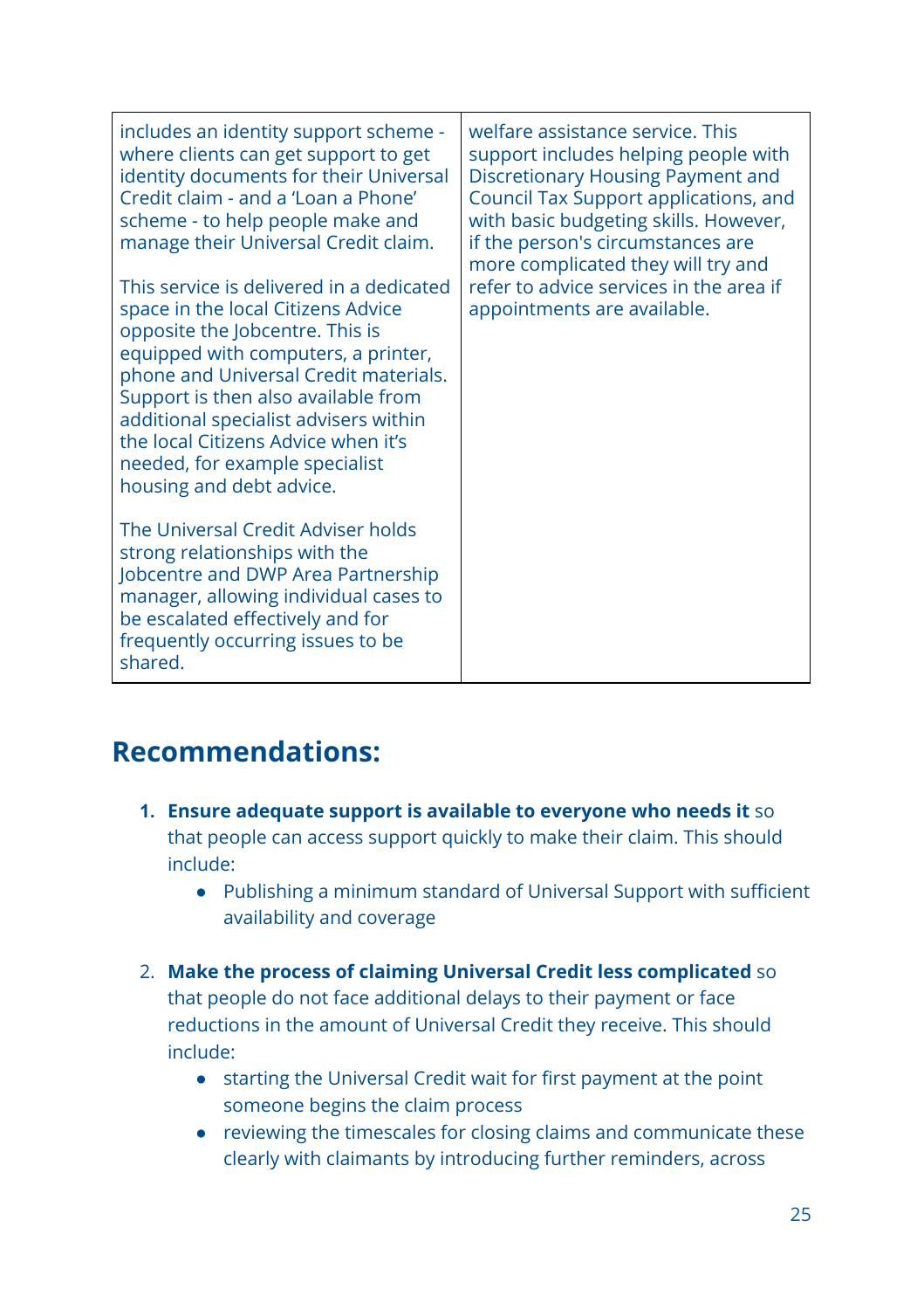| | |
|---|---|
| includes an identity support scheme - where clients can get support to get identity documents for their Universal Credit claim - and a 'Loan a Phone' scheme - to help people make and manage their Universal Credit claim.<br><br>This service is delivered in a dedicated space in the local Citizens Advice opposite the Jobcentre. This is equipped with computers, a printer, phone and Universal Credit materials. Support is then also available from additional specialist advisers within the local Citizens Advice when it's needed, for example specialist housing and debt advice.<br><br>The Universal Credit Adviser holds strong relationships with the Jobcentre and DWP Area Partnership manager, allowing individual cases to be escalated effectively and for frequently occurring issues to be shared. | welfare assistance service. This support includes helping people with Discretionary Housing Payment and Council Tax Support applications, and with basic budgeting skills. However, if the person's circumstances are more complicated they will try and refer to advice services in the area if appointments are available. |

## Recommendations:

1. **Ensure adequate support is available to everyone who needs it** so that people can access support quickly to make their claim. This should include:
   - Publishing a minimum standard of Universal Support with sufficient availability and coverage

2. **Make the process of claiming Universal Credit less complicated** so that people do not face additional delays to their payment or face reductions in the amount of Universal Credit they receive. This should include:
   - starting the Universal Credit wait for first payment at the point someone begins the claim process
   - reviewing the timescales for closing claims and communicate these clearly with claimants by introducing further reminders, across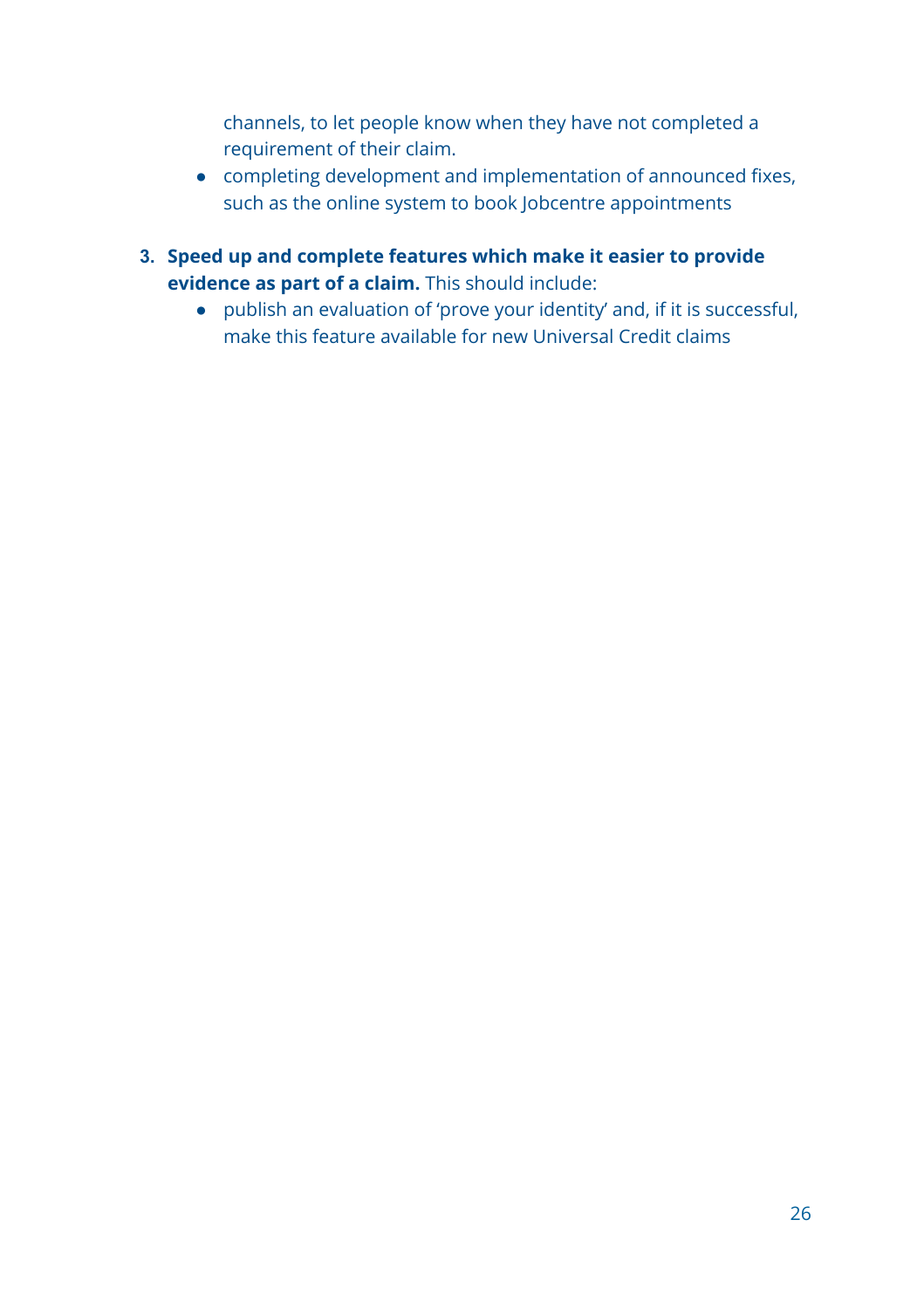channels, to let people know when they have not completed a requirement of their claim.
- completing development and implementation of announced fixes, such as the online system to book Jobcentre appointments

3. **Speed up and complete features which make it easier to provide evidence as part of a claim.** This should include:
    - publish an evaluation of 'prove your identity' and, if it is successful, make this feature available for new Universal Credit claims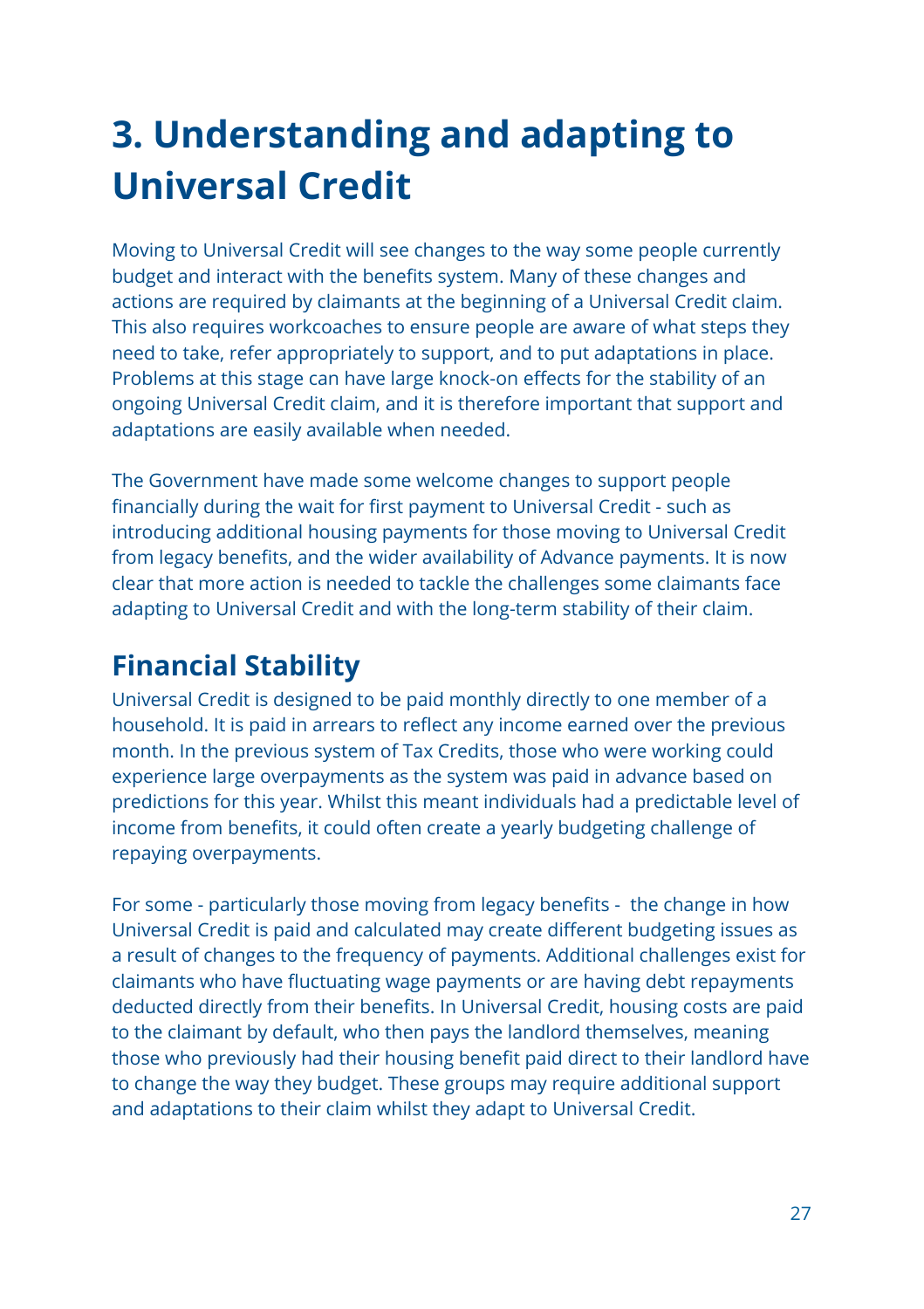# 3. Understanding and adapting to Universal Credit

Moving to Universal Credit will see changes to the way some people currently budget and interact with the benefits system. Many of these changes and actions are required by claimants at the beginning of a Universal Credit claim. This also requires workcoaches to ensure people are aware of what steps they need to take, refer appropriately to support, and to put adaptations in place. Problems at this stage can have large knock-on effects for the stability of an ongoing Universal Credit claim, and it is therefore important that support and adaptations are easily available when needed.

The Government have made some welcome changes to support people financially during the wait for first payment to Universal Credit - such as introducing additional housing payments for those moving to Universal Credit from legacy benefits, and the wider availability of Advance payments. It is now clear that more action is needed to tackle the challenges some claimants face adapting to Universal Credit and with the long-term stability of their claim.

## Financial Stability

Universal Credit is designed to be paid monthly directly to one member of a household. It is paid in arrears to reflect any income earned over the previous month. In the previous system of Tax Credits, those who were working could experience large overpayments as the system was paid in advance based on predictions for this year. Whilst this meant individuals had a predictable level of income from benefits, it could often create a yearly budgeting challenge of repaying overpayments.

For some - particularly those moving from legacy benefits - the change in how Universal Credit is paid and calculated may create different budgeting issues as a result of changes to the frequency of payments. Additional challenges exist for claimants who have fluctuating wage payments or are having debt repayments deducted directly from their benefits. In Universal Credit, housing costs are paid to the claimant by default, who then pays the landlord themselves, meaning those who previously had their housing benefit paid direct to their landlord have to change the way they budget. These groups may require additional support and adaptations to their claim whilst they adapt to Universal Credit.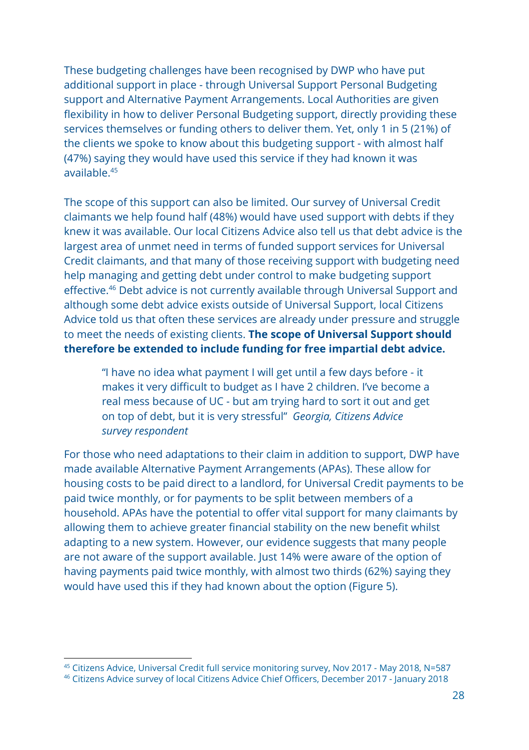These budgeting challenges have been recognised by DWP who have put additional support in place - through Universal Support Personal Budgeting support and Alternative Payment Arrangements. Local Authorities are given flexibility in how to deliver Personal Budgeting support, directly providing these services themselves or funding others to deliver them. Yet, only 1 in 5 (21%) of the clients we spoke to know about this budgeting support - with almost half (47%) saying they would have used this service if they had known it was available.[45]

The scope of this support can also be limited. Our survey of Universal Credit claimants we help found half (48%) would have used support with debts if they knew it was available. Our local Citizens Advice also tell us that debt advice is the largest area of unmet need in terms of funded support services for Universal Credit claimants, and that many of those receiving support with budgeting need help managing and getting debt under control to make budgeting support effective.[46] Debt advice is not currently available through Universal Support and although some debt advice exists outside of Universal Support, local Citizens Advice told us that often these services are already under pressure and struggle to meet the needs of existing clients. **The scope of Universal Support should therefore be extended to include funding for free impartial debt advice.**

> "I have no idea what payment I will get until a few days before - it makes it very difficult to budget as I have 2 children. I've become a real mess because of UC - but am trying hard to sort it out and get on top of debt, but it is very stressful" *Georgia, Citizens Advice survey respondent*

For those who need adaptations to their claim in addition to support, DWP have made available Alternative Payment Arrangements (APAs). These allow for housing costs to be paid direct to a landlord, for Universal Credit payments to be paid twice monthly, or for payments to be split between members of a household. APAs have the potential to offer vital support for many claimants by allowing them to achieve greater financial stability on the new benefit whilst adapting to a new system. However, our evidence suggests that many people are not aware of the support available. Just 14% were aware of the option of having payments paid twice monthly, with almost two thirds (62%) saying they would have used this if they had known about the option (Figure 5).

---

[45] Citizens Advice, Universal Credit full service monitoring survey, Nov 2017 - May 2018, N=587

[46] Citizens Advice survey of local Citizens Advice Chief Officers, December 2017 - January 2018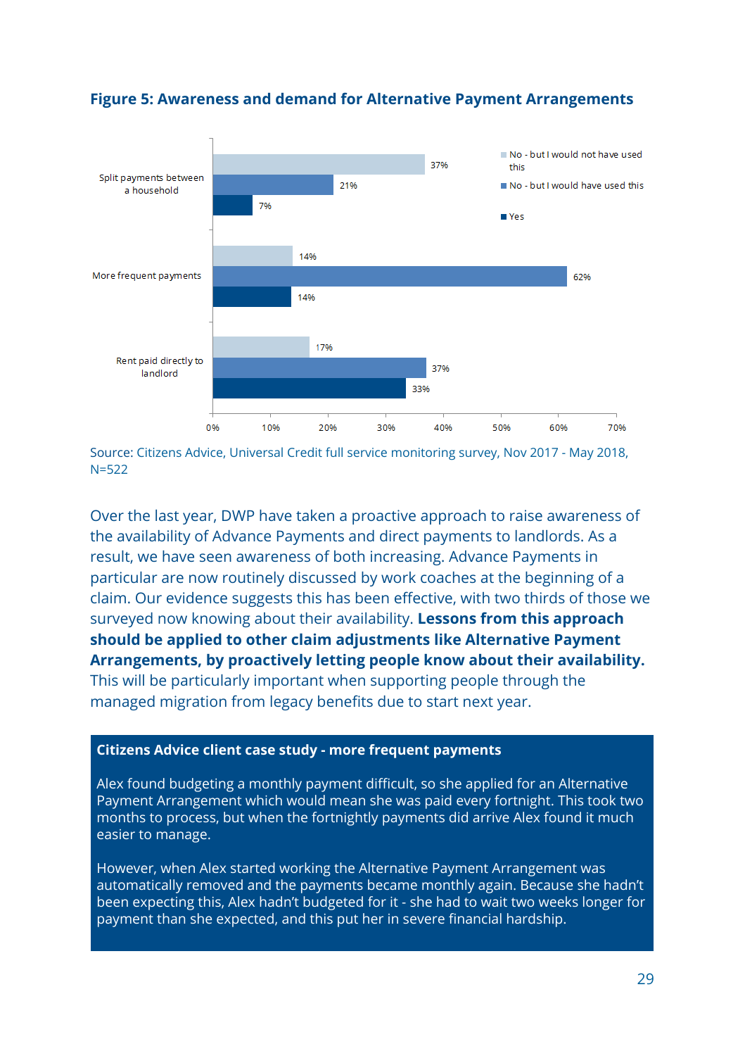## Figure 5: Awareness and demand for Alternative Payment Arrangements

| | No - but I would not have used this | No - but I would have used this | Yes |
|---|---|---|---|
| Split payments between a household | 37% | 21% | 7% |
| More frequent payments | 14% | 62% | 14% |
| Rent paid directly to landlord | 17% | 37% | 33% |

Source: Citizens Advice, Universal Credit full service monitoring survey, Nov 2017 - May 2018, N=522

Over the last year, DWP have taken a proactive approach to raise awareness of the availability of Advance Payments and direct payments to landlords. As a result, we have seen awareness of both increasing. Advance Payments in particular are now routinely discussed by work coaches at the beginning of a claim. Our evidence suggests this has been effective, with two thirds of those we surveyed now knowing about their availability. **Lessons from this approach should be applied to other claim adjustments like Alternative Payment Arrangements, by proactively letting people know about their availability.** This will be particularly important when supporting people through the managed migration from legacy benefits due to start next year.

**Citizens Advice client case study - more frequent payments**

Alex found budgeting a monthly payment difficult, so she applied for an Alternative Payment Arrangement which would mean she was paid every fortnight. This took two months to process, but when the fortnightly payments did arrive Alex found it much easier to manage.

However, when Alex started working the Alternative Payment Arrangement was automatically removed and the payments became monthly again. Because she hadn't been expecting this, Alex hadn't budgeted for it - she had to wait two weeks longer for payment than she expected, and this put her in severe financial hardship.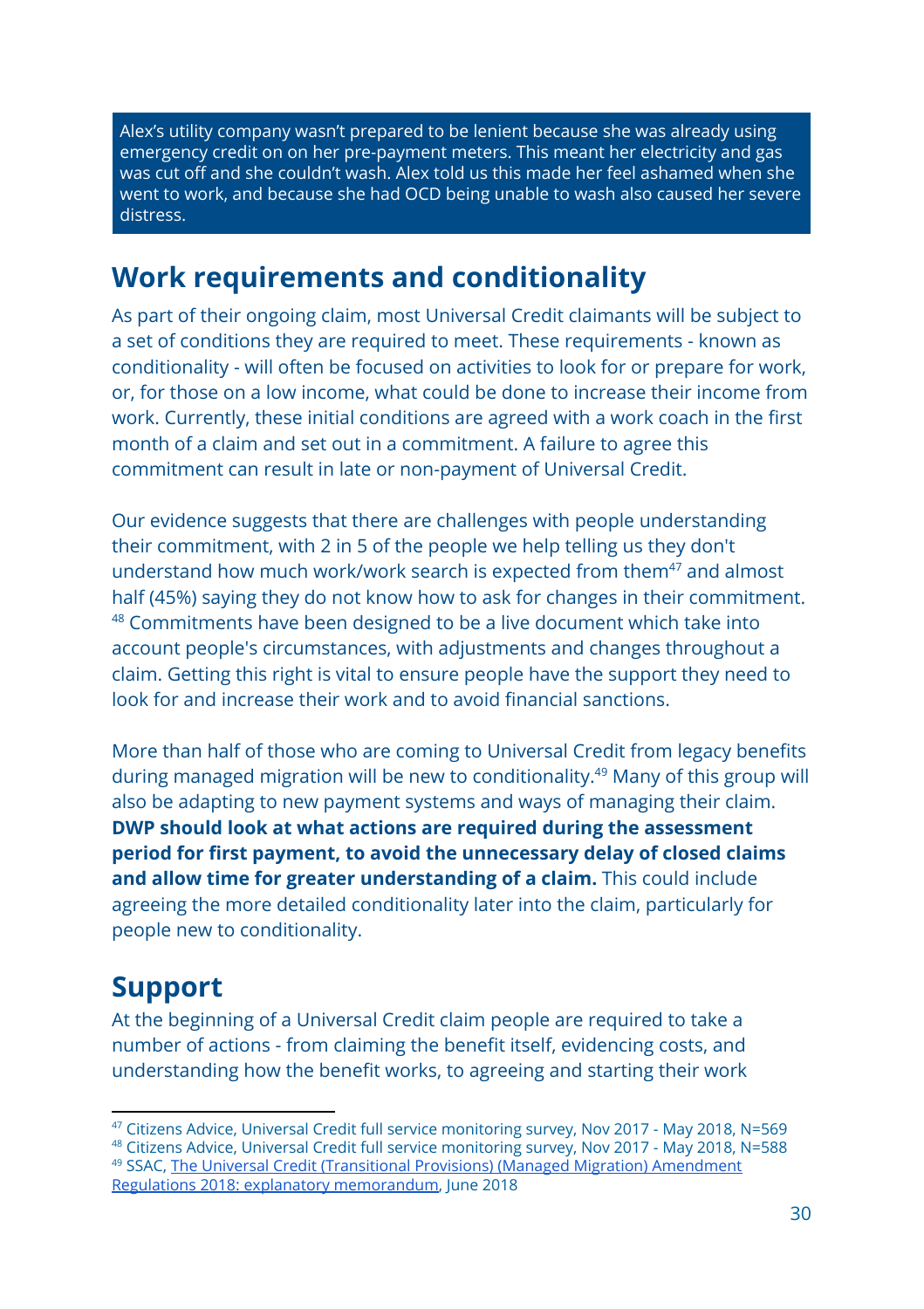> Alex's utility company wasn't prepared to be lenient because she was already using emergency credit on on her pre-payment meters. This meant her electricity and gas was cut off and she couldn't wash. Alex told us this made her feel ashamed when she went to work, and because she had OCD being unable to wash also caused her severe distress.

## Work requirements and conditionality

As part of their ongoing claim, most Universal Credit claimants will be subject to a set of conditions they are required to meet. These requirements - known as conditionality - will often be focused on activities to look for or prepare for work, or, for those on a low income, what could be done to increase their income from work. Currently, these initial conditions are agreed with a work coach in the first month of a claim and set out in a commitment. A failure to agree this commitment can result in late or non-payment of Universal Credit.

Our evidence suggests that there are challenges with people understanding their commitment, with 2 in 5 of the people we help telling us they don't understand how much work/work search is expected from them[47] and almost half (45%) saying they do not know how to ask for changes in their commitment.[48] Commitments have been designed to be a live document which take into account people's circumstances, with adjustments and changes throughout a claim. Getting this right is vital to ensure people have the support they need to look for and increase their work and to avoid financial sanctions.

More than half of those who are coming to Universal Credit from legacy benefits during managed migration will be new to conditionality.[49] Many of this group will also be adapting to new payment systems and ways of managing their claim. **DWP should look at what actions are required during the assessment period for first payment, to avoid the unnecessary delay of closed claims and allow time for greater understanding of a claim.** This could include agreeing the more detailed conditionality later into the claim, particularly for people new to conditionality.

## Support

At the beginning of a Universal Credit claim people are required to take a number of actions - from claiming the benefit itself, evidencing costs, and understanding how the benefit works, to agreeing and starting their work

---

[47] Citizens Advice, Universal Credit full service monitoring survey, Nov 2017 - May 2018, N=569

[48] Citizens Advice, Universal Credit full service monitoring survey, Nov 2017 - May 2018, N=588

[49] SSAC, The Universal Credit (Transitional Provisions) (Managed Migration) Amendment Regulations 2018: explanatory memorandum, June 2018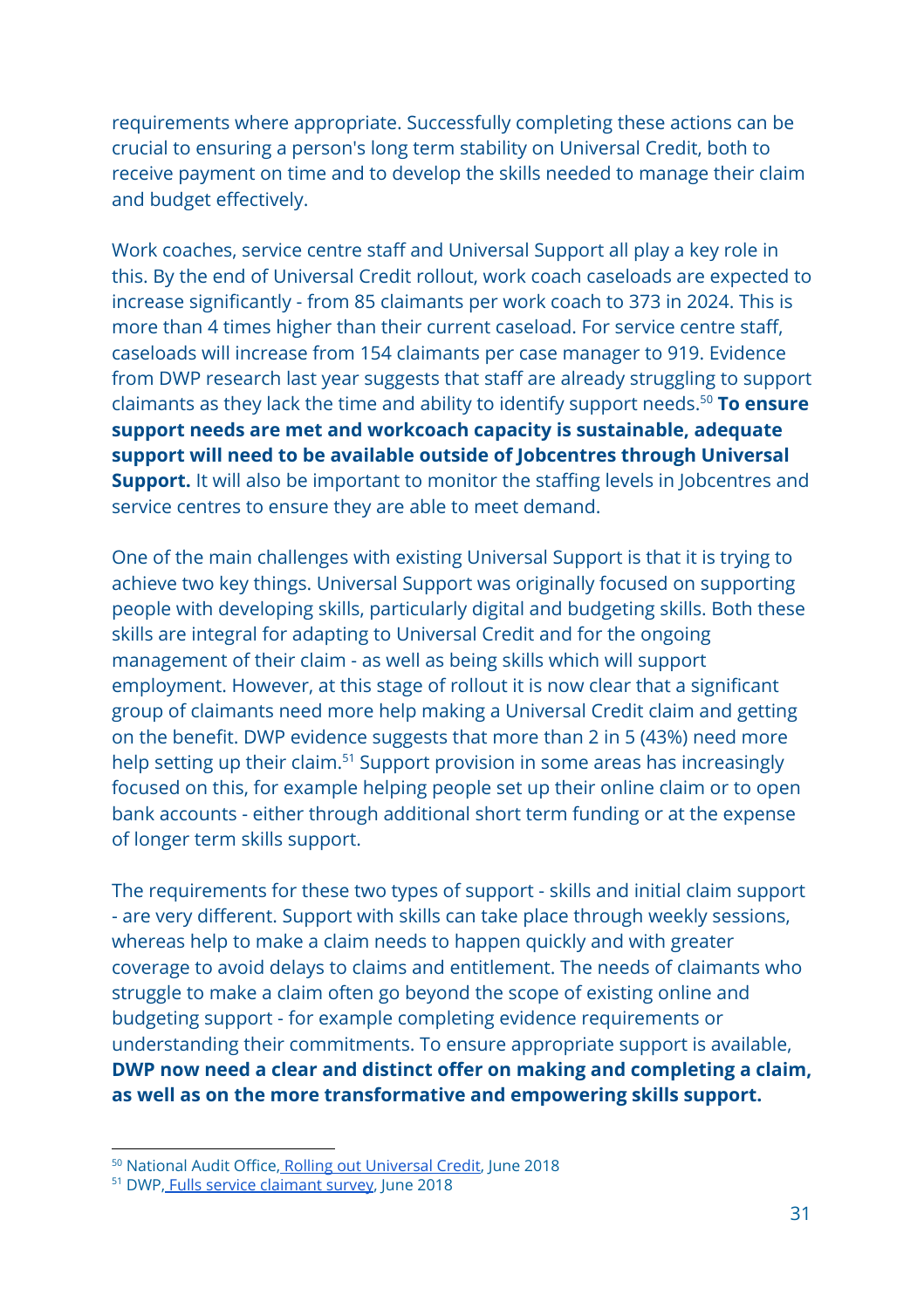requirements where appropriate. Successfully completing these actions can be crucial to ensuring a person's long term stability on Universal Credit, both to receive payment on time and to develop the skills needed to manage their claim and budget effectively.

Work coaches, service centre staff and Universal Support all play a key role in this. By the end of Universal Credit rollout, work coach caseloads are expected to increase significantly - from 85 claimants per work coach to 373 in 2024. This is more than 4 times higher than their current caseload. For service centre staff, caseloads will increase from 154 claimants per case manager to 919. Evidence from DWP research last year suggests that staff are already struggling to support claimants as they lack the time and ability to identify support needs.[50] **To ensure support needs are met and workcoach capacity is sustainable, adequate support will need to be available outside of Jobcentres through Universal Support.** It will also be important to monitor the staffing levels in Jobcentres and service centres to ensure they are able to meet demand.

One of the main challenges with existing Universal Support is that it is trying to achieve two key things. Universal Support was originally focused on supporting people with developing skills, particularly digital and budgeting skills. Both these skills are integral for adapting to Universal Credit and for the ongoing management of their claim - as well as being skills which will support employment. However, at this stage of rollout it is now clear that a significant group of claimants need more help making a Universal Credit claim and getting on the benefit. DWP evidence suggests that more than 2 in 5 (43%) need more help setting up their claim.[51] Support provision in some areas has increasingly focused on this, for example helping people set up their online claim or to open bank accounts - either through additional short term funding or at the expense of longer term skills support.

The requirements for these two types of support - skills and initial claim support - are very different. Support with skills can take place through weekly sessions, whereas help to make a claim needs to happen quickly and with greater coverage to avoid delays to claims and entitlement. The needs of claimants who struggle to make a claim often go beyond the scope of existing online and budgeting support - for example completing evidence requirements or understanding their commitments. To ensure appropriate support is available, **DWP now need a clear and distinct offer on making and completing a claim, as well as on the more transformative and empowering skills support.**

[50] National Audit Office, Rolling out Universal Credit, June 2018

[51] DWP, Fulls service claimant survey, June 2018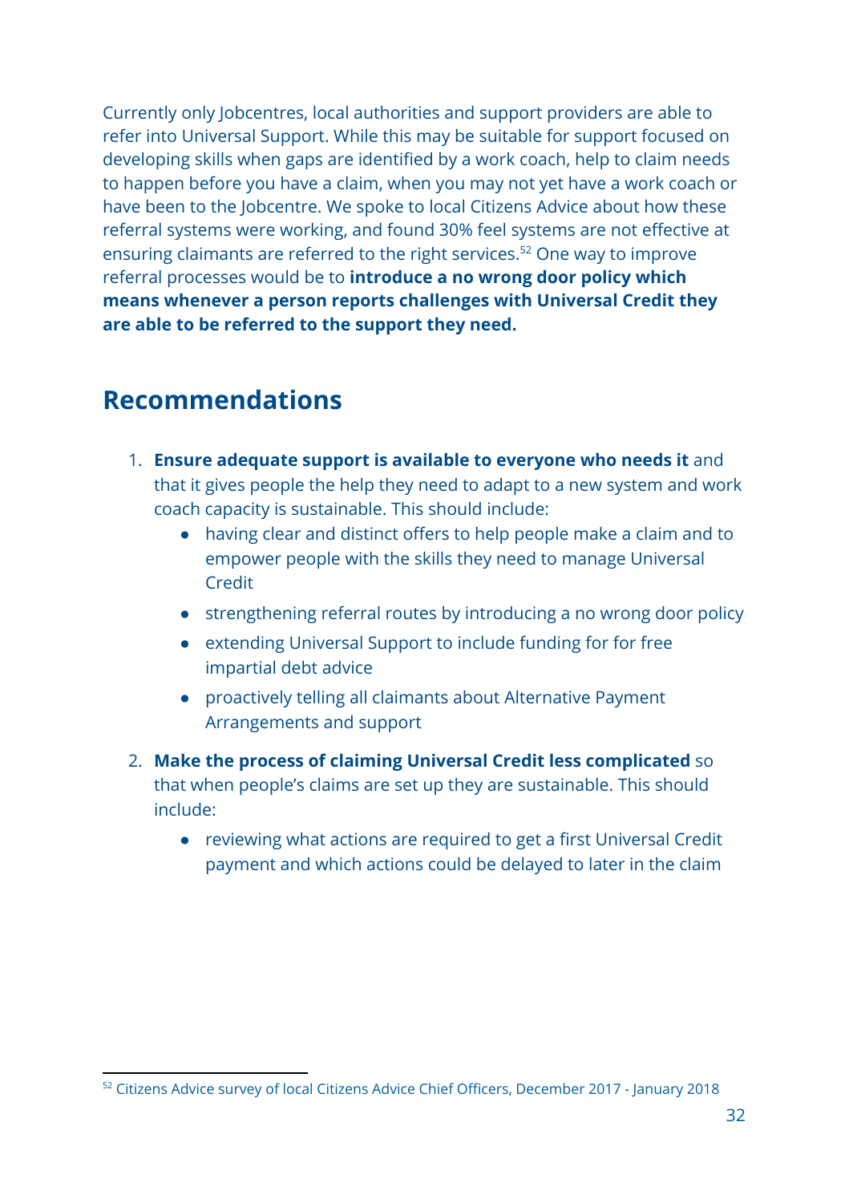Currently only Jobcentres, local authorities and support providers are able to refer into Universal Support. While this may be suitable for support focused on developing skills when gaps are identified by a work coach, help to claim needs to happen before you have a claim, when you may not yet have a work coach or have been to the Jobcentre. We spoke to local Citizens Advice about how these referral systems were working, and found 30% feel systems are not effective at ensuring claimants are referred to the right services.[52] One way to improve referral processes would be to **introduce a no wrong door policy which means whenever a person reports challenges with Universal Credit they are able to be referred to the support they need.**

## Recommendations

1. **Ensure adequate support is available to everyone who needs it** and that it gives people the help they need to adapt to a new system and work coach capacity is sustainable. This should include:
   - having clear and distinct offers to help people make a claim and to empower people with the skills they need to manage Universal Credit
   - strengthening referral routes by introducing a no wrong door policy
   - extending Universal Support to include funding for for free impartial debt advice
   - proactively telling all claimants about Alternative Payment Arrangements and support
2. **Make the process of claiming Universal Credit less complicated** so that when people's claims are set up they are sustainable. This should include:
   - reviewing what actions are required to get a first Universal Credit payment and which actions could be delayed to later in the claim

---

[52] Citizens Advice survey of local Citizens Advice Chief Officers, December 2017 - January 2018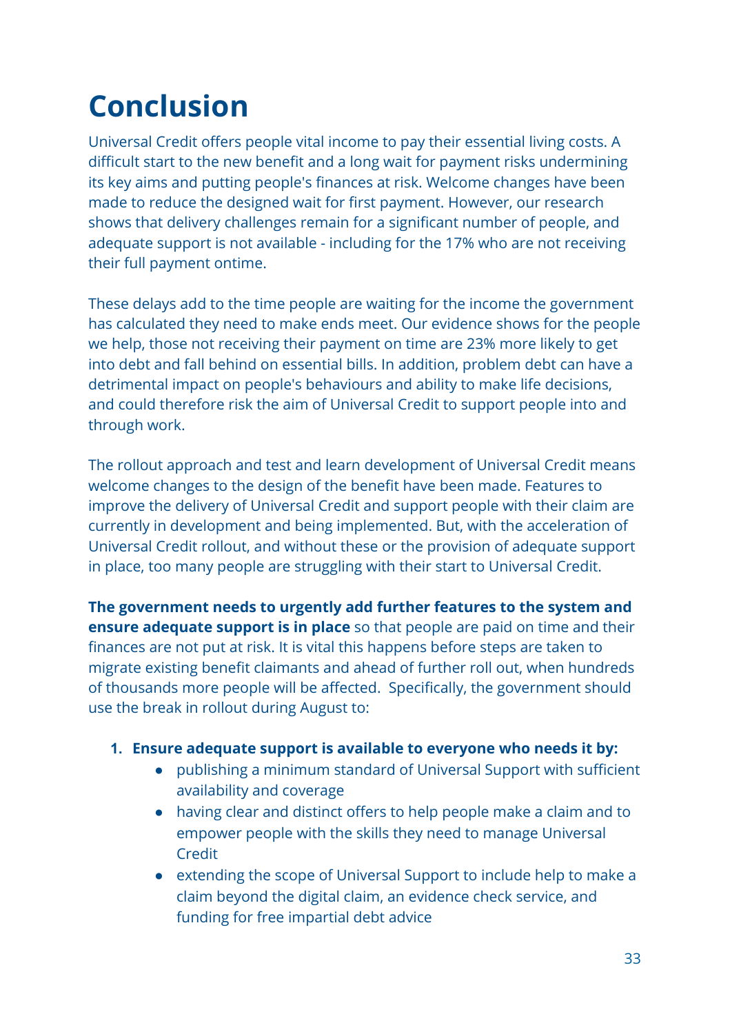# Conclusion

Universal Credit offers people vital income to pay their essential living costs. A difficult start to the new benefit and a long wait for payment risks undermining its key aims and putting people's finances at risk. Welcome changes have been made to reduce the designed wait for first payment. However, our research shows that delivery challenges remain for a significant number of people, and adequate support is not available - including for the 17% who are not receiving their full payment ontime.

These delays add to the time people are waiting for the income the government has calculated they need to make ends meet. Our evidence shows for the people we help, those not receiving their payment on time are 23% more likely to get into debt and fall behind on essential bills. In addition, problem debt can have a detrimental impact on people's behaviours and ability to make life decisions, and could therefore risk the aim of Universal Credit to support people into and through work.

The rollout approach and test and learn development of Universal Credit means welcome changes to the design of the benefit have been made. Features to improve the delivery of Universal Credit and support people with their claim are currently in development and being implemented. But, with the acceleration of Universal Credit rollout, and without these or the provision of adequate support in place, too many people are struggling with their start to Universal Credit.

**The government needs to urgently add further features to the system and ensure adequate support is in place** so that people are paid on time and their finances are not put at risk. It is vital this happens before steps are taken to migrate existing benefit claimants and ahead of further roll out, when hundreds of thousands more people will be affected. Specifically, the government should use the break in rollout during August to:

1. **Ensure adequate support is available to everyone who needs it by:**
    - publishing a minimum standard of Universal Support with sufficient availability and coverage
    - having clear and distinct offers to help people make a claim and to empower people with the skills they need to manage Universal Credit
    - extending the scope of Universal Support to include help to make a claim beyond the digital claim, an evidence check service, and funding for free impartial debt advice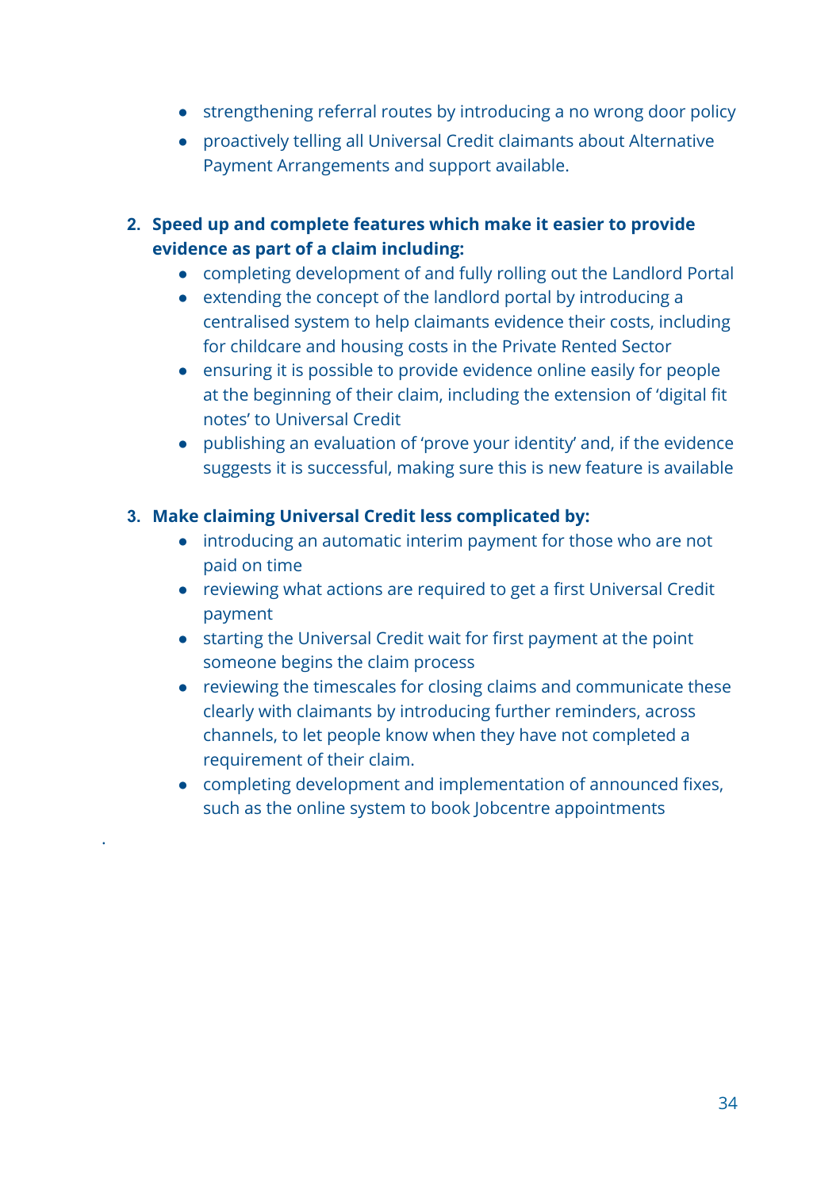- strengthening referral routes by introducing a no wrong door policy
- proactively telling all Universal Credit claimants about Alternative Payment Arrangements and support available.

2. **Speed up and complete features which make it easier to provide evidence as part of a claim including:**
    - completing development of and fully rolling out the Landlord Portal
    - extending the concept of the landlord portal by introducing a centralised system to help claimants evidence their costs, including for childcare and housing costs in the Private Rented Sector
    - ensuring it is possible to provide evidence online easily for people at the beginning of their claim, including the extension of 'digital fit notes' to Universal Credit
    - publishing an evaluation of 'prove your identity' and, if the evidence suggests it is successful, making sure this is new feature is available

3. **Make claiming Universal Credit less complicated by:**
    - introducing an automatic interim payment for those who are not paid on time
    - reviewing what actions are required to get a first Universal Credit payment
    - starting the Universal Credit wait for first payment at the point someone begins the claim process
    - reviewing the timescales for closing claims and communicate these clearly with claimants by introducing further reminders, across channels, to let people know when they have not completed a requirement of their claim.
    - completing development and implementation of announced fixes, such as the online system to book Jobcentre appointments

.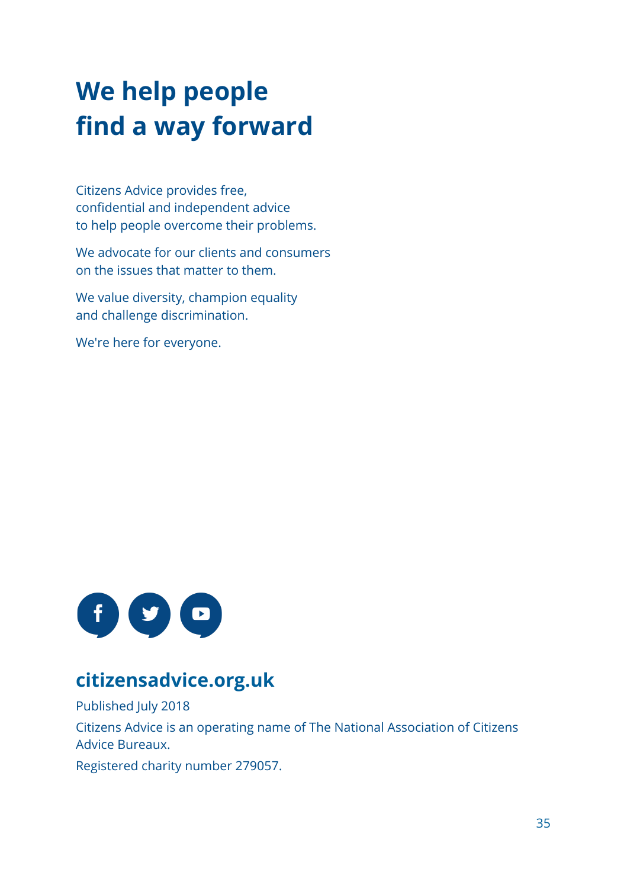# We help people find a way forward

Citizens Advice provides free, confidential and independent advice to help people overcome their problems.

We advocate for our clients and consumers on the issues that matter to them.

We value diversity, champion equality and challenge discrimination.

We're here for everyone.

**citizensadvice.org.uk**

Published July 2018

Citizens Advice is an operating name of The National Association of Citizens Advice Bureaux.

Registered charity number 279057.